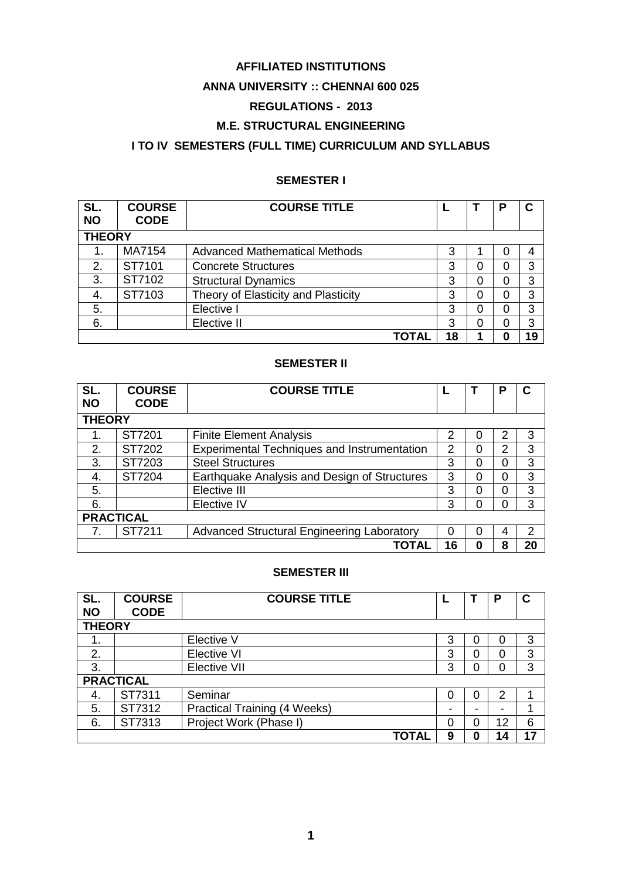**AFFILIATED INSTITUTIONS**

**ANNA UNIVERSITY :: CHENNAI 600 025**

**REGULATIONS - 2013**

**M.E. STRUCTURAL ENGINEERING**

**I TO IV SEMESTERS (FULL TIME) CURRICULUM AND SYLLABUS**

## SEMESTER I

| SL. NO | COURSE CODE | COURSE TITLE | L | T | P | C |
|---|---|---|---|---|---|---|
| **THEORY** | | | | | | |
| 1. | MA7154 | Advanced Mathematical Methods | 3 | 1 | 0 | 4 |
| 2. | ST7101 | Concrete Structures | 3 | 0 | 0 | 3 |
| 3. | ST7102 | Structural Dynamics | 3 | 0 | 0 | 3 |
| 4. | ST7103 | Theory of Elasticity and Plasticity | 3 | 0 | 0 | 3 |
| 5. | | Elective I | 3 | 0 | 0 | 3 |
| 6. | | Elective II | 3 | 0 | 0 | 3 |
| | | **TOTAL** | **18** | **1** | **0** | **19** |

## SEMESTER II

| SL. NO | COURSE CODE | COURSE TITLE | L | T | P | C |
|---|---|---|---|---|---|---|
| **THEORY** | | | | | | |
| 1. | ST7201 | Finite Element Analysis | 2 | 0 | 2 | 3 |
| 2. | ST7202 | Experimental Techniques and Instrumentation | 2 | 0 | 2 | 3 |
| 3. | ST7203 | Steel Structures | 3 | 0 | 0 | 3 |
| 4. | ST7204 | Earthquake Analysis and Design of Structures | 3 | 0 | 0 | 3 |
| 5. | | Elective III | 3 | 0 | 0 | 3 |
| 6. | | Elective IV | 3 | 0 | 0 | 3 |
| **PRACTICAL** | | | | | | |
| 7. | ST7211 | Advanced Structural Engineering Laboratory | 0 | 0 | 4 | 2 |
| | | **TOTAL** | **16** | **0** | **8** | **20** |

## SEMESTER III

| SL. NO | COURSE CODE | COURSE TITLE | L | T | P | C |
|---|---|---|---|---|---|---|
| **THEORY** | | | | | | |
| 1. | | Elective V | 3 | 0 | 0 | 3 |
| 2. | | Elective VI | 3 | 0 | 0 | 3 |
| 3. | | Elective VII | 3 | 0 | 0 | 3 |
| **PRACTICAL** | | | | | | |
| 4. | ST7311 | Seminar | 0 | 0 | 2 | 1 |
| 5. | ST7312 | Practical Training (4 Weeks) | - | - | - | 1 |
| 6. | ST7313 | Project Work (Phase I) | 0 | 0 | 12 | 6 |
| | | **TOTAL** | **9** | **0** | **14** | **17** |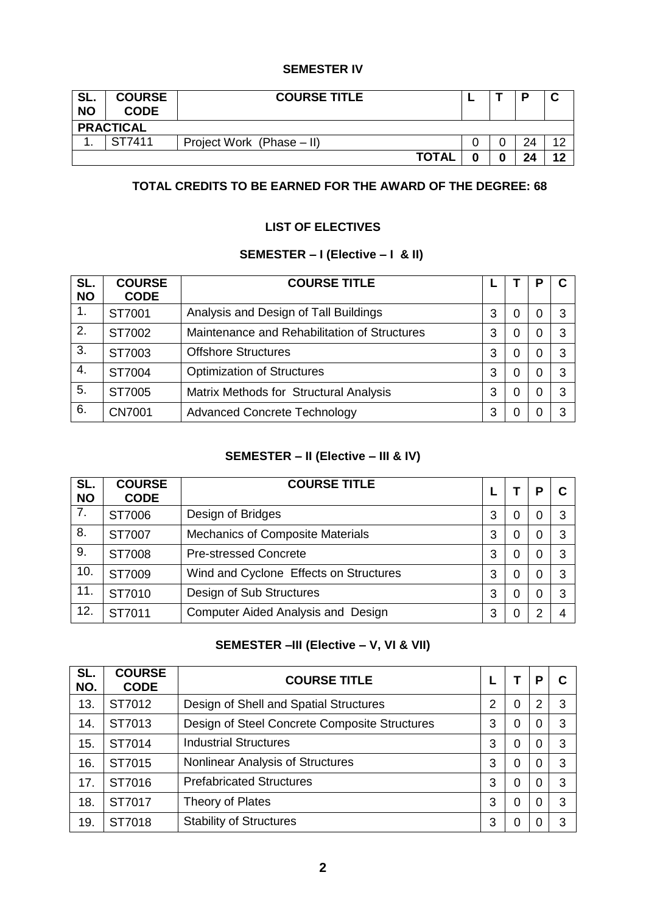## SEMESTER IV

| SL. NO | COURSE CODE | COURSE TITLE | L | T | P | C |
|---|---|---|---|---|---|---|
| **PRACTICAL** | | | | | | |
| 1. | ST7411 | Project Work (Phase – II) | 0 | 0 | 24 | 12 |
| | | **TOTAL** | **0** | **0** | **24** | **12** |

**TOTAL CREDITS TO BE EARNED FOR THE AWARD OF THE DEGREE: 68**

## LIST OF ELECTIVES

### SEMESTER – I (Elective – I & II)

| SL. NO | COURSE CODE | COURSE TITLE | L | T | P | C |
|---|---|---|---|---|---|---|
| 1. | ST7001 | Analysis and Design of Tall Buildings | 3 | 0 | 0 | 3 |
| 2. | ST7002 | Maintenance and Rehabilitation of Structures | 3 | 0 | 0 | 3 |
| 3. | ST7003 | Offshore Structures | 3 | 0 | 0 | 3 |
| 4. | ST7004 | Optimization of Structures | 3 | 0 | 0 | 3 |
| 5. | ST7005 | Matrix Methods for Structural Analysis | 3 | 0 | 0 | 3 |
| 6. | CN7001 | Advanced Concrete Technology | 3 | 0 | 0 | 3 |

### SEMESTER – II (Elective – III & IV)

| SL. NO | COURSE CODE | COURSE TITLE | L | T | P | C |
|---|---|---|---|---|---|---|
| 7. | ST7006 | Design of Bridges | 3 | 0 | 0 | 3 |
| 8. | ST7007 | Mechanics of Composite Materials | 3 | 0 | 0 | 3 |
| 9. | ST7008 | Pre-stressed Concrete | 3 | 0 | 0 | 3 |
| 10. | ST7009 | Wind and Cyclone Effects on Structures | 3 | 0 | 0 | 3 |
| 11. | ST7010 | Design of Sub Structures | 3 | 0 | 0 | 3 |
| 12. | ST7011 | Computer Aided Analysis and Design | 3 | 0 | 2 | 4 |

### SEMESTER –III (Elective – V, VI & VII)

| SL. NO. | COURSE CODE | COURSE TITLE | L | T | P | C |
|---|---|---|---|---|---|---|
| 13. | ST7012 | Design of Shell and Spatial Structures | 2 | 0 | 2 | 3 |
| 14. | ST7013 | Design of Steel Concrete Composite Structures | 3 | 0 | 0 | 3 |
| 15. | ST7014 | Industrial Structures | 3 | 0 | 0 | 3 |
| 16. | ST7015 | Nonlinear Analysis of Structures | 3 | 0 | 0 | 3 |
| 17. | ST7016 | Prefabricated Structures | 3 | 0 | 0 | 3 |
| 18. | ST7017 | Theory of Plates | 3 | 0 | 0 | 3 |
| 19. | ST7018 | Stability of Structures | 3 | 0 | 0 | 3 |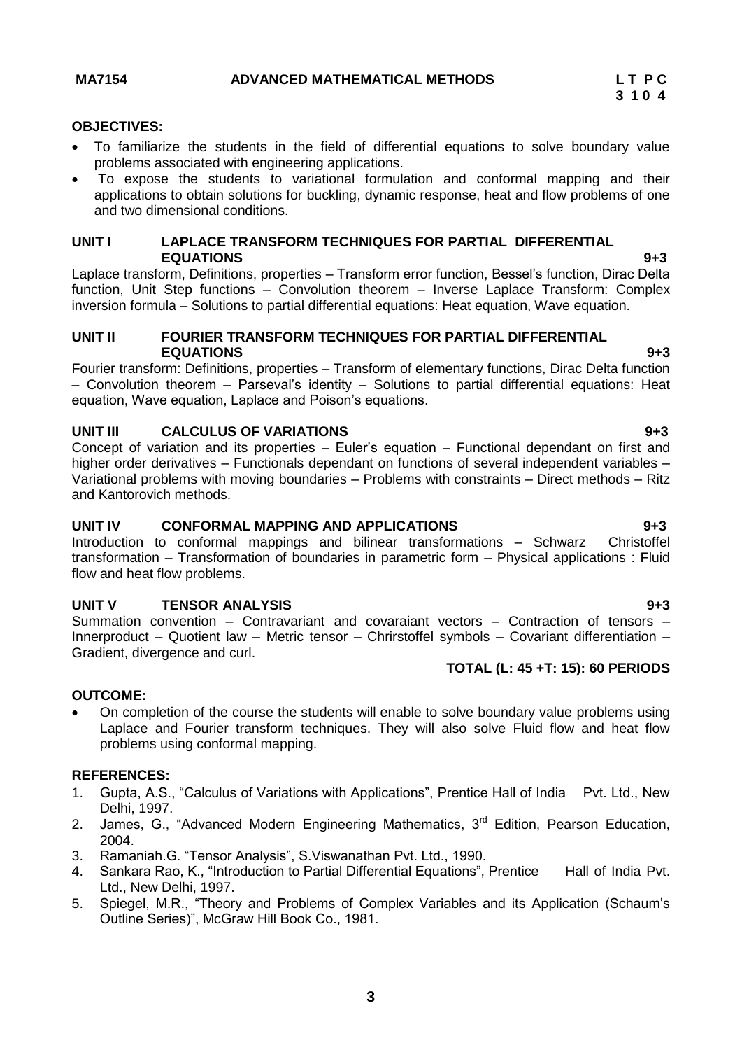**MA7154 ADVANCED MATHEMATICAL METHODS**

**L T P C**
**3 1 0 4**

**OBJECTIVES:**

- To familiarize the students in the field of differential equations to solve boundary value problems associated with engineering applications.
- To expose the students to variational formulation and conformal mapping and their applications to obtain solutions for buckling, dynamic response, heat and flow problems of one and two dimensional conditions.

**UNIT I LAPLACE TRANSFORM TECHNIQUES FOR PARTIAL DIFFERENTIAL EQUATIONS 9+3**

Laplace transform, Definitions, properties – Transform error function, Bessel's function, Dirac Delta function, Unit Step functions – Convolution theorem – Inverse Laplace Transform: Complex inversion formula – Solutions to partial differential equations: Heat equation, Wave equation.

**UNIT II FOURIER TRANSFORM TECHNIQUES FOR PARTIAL DIFFERENTIAL EQUATIONS 9+3**

Fourier transform: Definitions, properties – Transform of elementary functions, Dirac Delta function – Convolution theorem – Parseval's identity – Solutions to partial differential equations: Heat equation, Wave equation, Laplace and Poison's equations.

**UNIT III CALCULUS OF VARIATIONS 9+3**

Concept of variation and its properties – Euler's equation – Functional dependant on first and higher order derivatives – Functionals dependant on functions of several independent variables – Variational problems with moving boundaries – Problems with constraints – Direct methods – Ritz and Kantorovich methods.

**UNIT IV CONFORMAL MAPPING AND APPLICATIONS 9+3**

Introduction to conformal mappings and bilinear transformations – Schwarz Christoffel transformation – Transformation of boundaries in parametric form – Physical applications : Fluid flow and heat flow problems.

**UNIT V TENSOR ANALYSIS 9+3**

Summation convention – Contravariant and covaraiant vectors – Contraction of tensors – Innerproduct – Quotient law – Metric tensor – Chrirstoffel symbols – Covariant differentiation – Gradient, divergence and curl.

**TOTAL (L: 45 +T: 15): 60 PERIODS**

**OUTCOME:**

- On completion of the course the students will enable to solve boundary value problems using Laplace and Fourier transform techniques. They will also solve Fluid flow and heat flow problems using conformal mapping.

**REFERENCES:**

1. Gupta, A.S., "Calculus of Variations with Applications", Prentice Hall of India Pvt. Ltd., New Delhi, 1997.
2. James, G., "Advanced Modern Engineering Mathematics, 3rd Edition, Pearson Education, 2004.
3. Ramaniah.G. "Tensor Analysis", S.Viswanathan Pvt. Ltd., 1990.
4. Sankara Rao, K., "Introduction to Partial Differential Equations", Prentice Hall of India Pvt. Ltd., New Delhi, 1997.
5. Spiegel, M.R., "Theory and Problems of Complex Variables and its Application (Schaum's Outline Series)", McGraw Hill Book Co., 1981.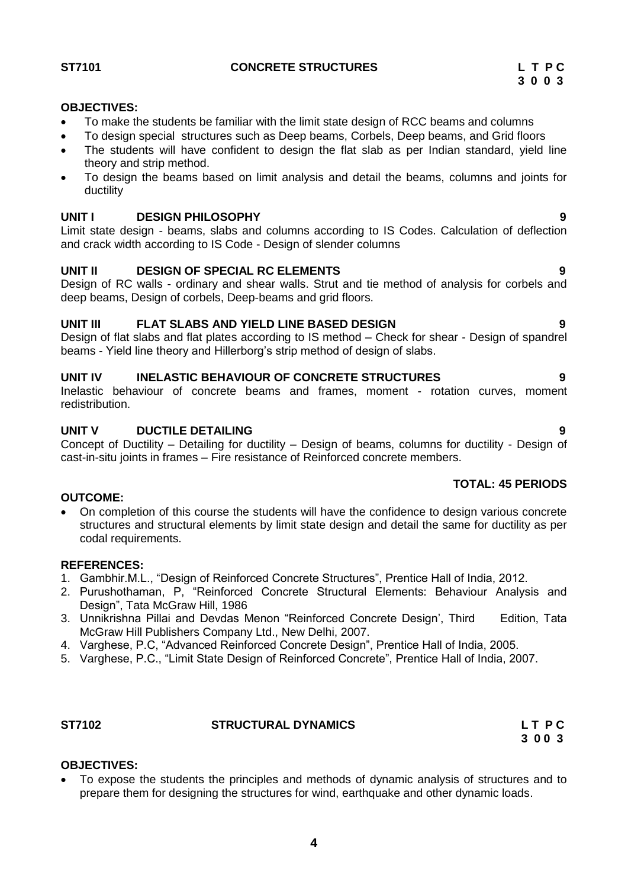**ST7101 CONCRETE STRUCTURES**

| L | T | P | C |
|---|---|---|---|
| 3 | 0 | 0 | 3 |

**OBJECTIVES:**

- To make the students be familiar with the limit state design of RCC beams and columns
- To design special structures such as Deep beams, Corbels, Deep beams, and Grid floors
- The students will have confident to design the flat slab as per Indian standard, yield line theory and strip method.
- To design the beams based on limit analysis and detail the beams, columns and joints for ductility

**UNIT I DESIGN PHILOSOPHY 9**

Limit state design - beams, slabs and columns according to IS Codes. Calculation of deflection and crack width according to IS Code - Design of slender columns

**UNIT II DESIGN OF SPECIAL RC ELEMENTS 9**

Design of RC walls - ordinary and shear walls. Strut and tie method of analysis for corbels and deep beams, Design of corbels, Deep-beams and grid floors.

**UNIT III FLAT SLABS AND YIELD LINE BASED DESIGN 9**

Design of flat slabs and flat plates according to IS method – Check for shear - Design of spandrel beams - Yield line theory and Hillerborg's strip method of design of slabs.

**UNIT IV INELASTIC BEHAVIOUR OF CONCRETE STRUCTURES 9**

Inelastic behaviour of concrete beams and frames, moment - rotation curves, moment redistribution.

**UNIT V DUCTILE DETAILING 9**

Concept of Ductility – Detailing for ductility – Design of beams, columns for ductility - Design of cast-in-situ joints in frames – Fire resistance of Reinforced concrete members.

**TOTAL: 45 PERIODS**

**OUTCOME:**

- On completion of this course the students will have the confidence to design various concrete structures and structural elements by limit state design and detail the same for ductility as per codal requirements.

**REFERENCES:**

1. Gambhir.M.L., "Design of Reinforced Concrete Structures", Prentice Hall of India, 2012.
2. Purushothaman, P, "Reinforced Concrete Structural Elements: Behaviour Analysis and Design", Tata McGraw Hill, 1986
3. Unnikrishna Pillai and Devdas Menon "Reinforced Concrete Design', Third Edition, Tata McGraw Hill Publishers Company Ltd., New Delhi, 2007.
4. Varghese, P.C, "Advanced Reinforced Concrete Design", Prentice Hall of India, 2005.
5. Varghese, P.C., "Limit State Design of Reinforced Concrete", Prentice Hall of India, 2007.

**ST7102 STRUCTURAL DYNAMICS**

| L | T | P | C |
|---|---|---|---|
| 3 | 0 | 0 | 3 |

**OBJECTIVES:**

- To expose the students the principles and methods of dynamic analysis of structures and to prepare them for designing the structures for wind, earthquake and other dynamic loads.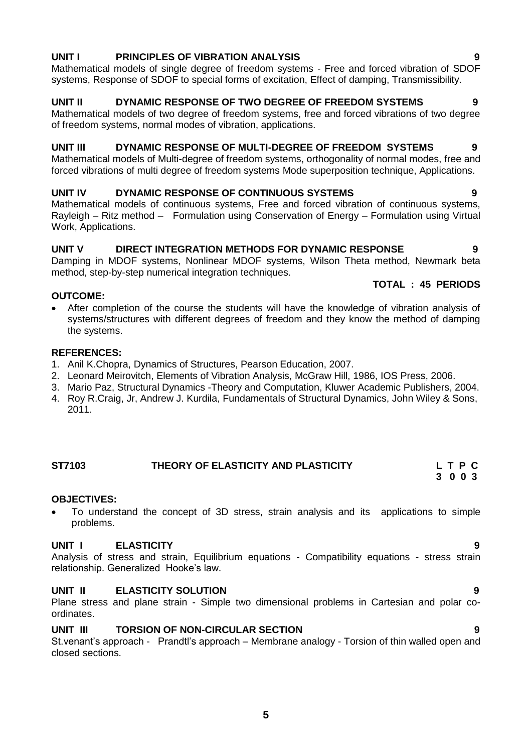**UNIT I PRINCIPLES OF VIBRATION ANALYSIS 9**

Mathematical models of single degree of freedom systems - Free and forced vibration of SDOF systems, Response of SDOF to special forms of excitation, Effect of damping, Transmissibility.

**UNIT II DYNAMIC RESPONSE OF TWO DEGREE OF FREEDOM SYSTEMS 9**

Mathematical models of two degree of freedom systems, free and forced vibrations of two degree of freedom systems, normal modes of vibration, applications.

**UNIT III DYNAMIC RESPONSE OF MULTI-DEGREE OF FREEDOM SYSTEMS 9**

Mathematical models of Multi-degree of freedom systems, orthogonality of normal modes, free and forced vibrations of multi degree of freedom systems Mode superposition technique, Applications.

**UNIT IV DYNAMIC RESPONSE OF CONTINUOUS SYSTEMS 9**

Mathematical models of continuous systems, Free and forced vibration of continuous systems, Rayleigh – Ritz method – Formulation using Conservation of Energy – Formulation using Virtual Work, Applications.

**UNIT V DIRECT INTEGRATION METHODS FOR DYNAMIC RESPONSE 9**

Damping in MDOF systems, Nonlinear MDOF systems, Wilson Theta method, Newmark beta method, step-by-step numerical integration techniques.

**TOTAL : 45 PERIODS**

**OUTCOME:**

- After completion of the course the students will have the knowledge of vibration analysis of systems/structures with different degrees of freedom and they know the method of damping the systems.

**REFERENCES:**

1. Anil K.Chopra, Dynamics of Structures, Pearson Education, 2007.
2. Leonard Meirovitch, Elements of Vibration Analysis, McGraw Hill, 1986, IOS Press, 2006.
3. Mario Paz, Structural Dynamics -Theory and Computation, Kluwer Academic Publishers, 2004.
4. Roy R.Craig, Jr, Andrew J. Kurdila, Fundamentals of Structural Dynamics, John Wiley & Sons, 2011.

## ST7103 THEORY OF ELASTICITY AND PLASTICITY

| L | T | P | C |
|---|---|---|---|
| 3 | 0 | 0 | 3 |

**OBJECTIVES:**

- To understand the concept of 3D stress, strain analysis and its applications to simple problems.

**UNIT I ELASTICITY 9**

Analysis of stress and strain, Equilibrium equations - Compatibility equations - stress strain relationship. Generalized Hooke's law.

**UNIT II ELASTICITY SOLUTION 9**

Plane stress and plane strain - Simple two dimensional problems in Cartesian and polar co-ordinates.

**UNIT III TORSION OF NON-CIRCULAR SECTION 9**

St.venant's approach - Prandtl's approach – Membrane analogy - Torsion of thin walled open and closed sections.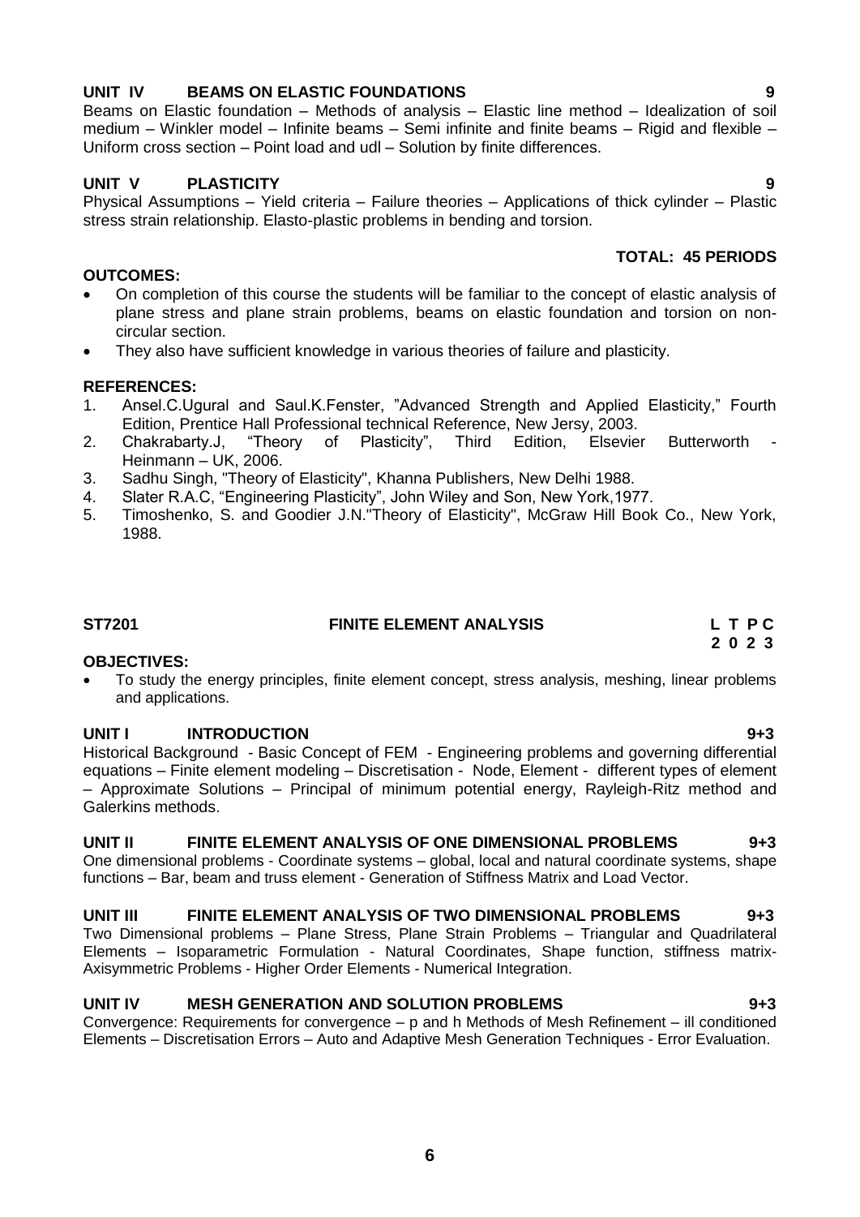### UNIT IV BEAMS ON ELASTIC FOUNDATIONS 9

Beams on Elastic foundation – Methods of analysis – Elastic line method – Idealization of soil medium – Winkler model – Infinite beams – Semi infinite and finite beams – Rigid and flexible – Uniform cross section – Point load and udl – Solution by finite differences.

### UNIT V PLASTICITY 9

Physical Assumptions – Yield criteria – Failure theories – Applications of thick cylinder – Plastic stress strain relationship. Elasto-plastic problems in bending and torsion.

**TOTAL: 45 PERIODS**

**OUTCOMES:**

- On completion of this course the students will be familiar to the concept of elastic analysis of plane stress and plane strain problems, beams on elastic foundation and torsion on non-circular section.
- They also have sufficient knowledge in various theories of failure and plasticity.

**REFERENCES:**

1. Ansel.C.Ugural and Saul.K.Fenster, "Advanced Strength and Applied Elasticity," Fourth Edition, Prentice Hall Professional technical Reference, New Jersy, 2003.
2. Chakrabarty.J, "Theory of Plasticity", Third Edition, Elsevier Butterworth - Heinmann – UK, 2006.
3. Sadhu Singh, "Theory of Elasticity", Khanna Publishers, New Delhi 1988.
4. Slater R.A.C, "Engineering Plasticity", John Wiley and Son, New York,1977.
5. Timoshenko, S. and Goodier J.N."Theory of Elasticity", McGraw Hill Book Co., New York, 1988.

## ST7201 FINITE ELEMENT ANALYSIS

| L | T | P | C |
|---|---|---|---|
| 2 | 0 | 2 | 3 |

**OBJECTIVES:**

- To study the energy principles, finite element concept, stress analysis, meshing, linear problems and applications.

### UNIT I INTRODUCTION 9+3

Historical Background - Basic Concept of FEM - Engineering problems and governing differential equations – Finite element modeling – Discretisation - Node, Element - different types of element – Approximate Solutions – Principal of minimum potential energy, Rayleigh-Ritz method and Galerkins methods.

### UNIT II FINITE ELEMENT ANALYSIS OF ONE DIMENSIONAL PROBLEMS 9+3

One dimensional problems - Coordinate systems – global, local and natural coordinate systems, shape functions – Bar, beam and truss element - Generation of Stiffness Matrix and Load Vector.

### UNIT III FINITE ELEMENT ANALYSIS OF TWO DIMENSIONAL PROBLEMS 9+3

Two Dimensional problems – Plane Stress, Plane Strain Problems – Triangular and Quadrilateral Elements – Isoparametric Formulation - Natural Coordinates, Shape function, stiffness matrix-Axisymmetric Problems - Higher Order Elements - Numerical Integration.

### UNIT IV MESH GENERATION AND SOLUTION PROBLEMS 9+3

Convergence: Requirements for convergence – p and h Methods of Mesh Refinement – ill conditioned Elements – Discretisation Errors – Auto and Adaptive Mesh Generation Techniques - Error Evaluation.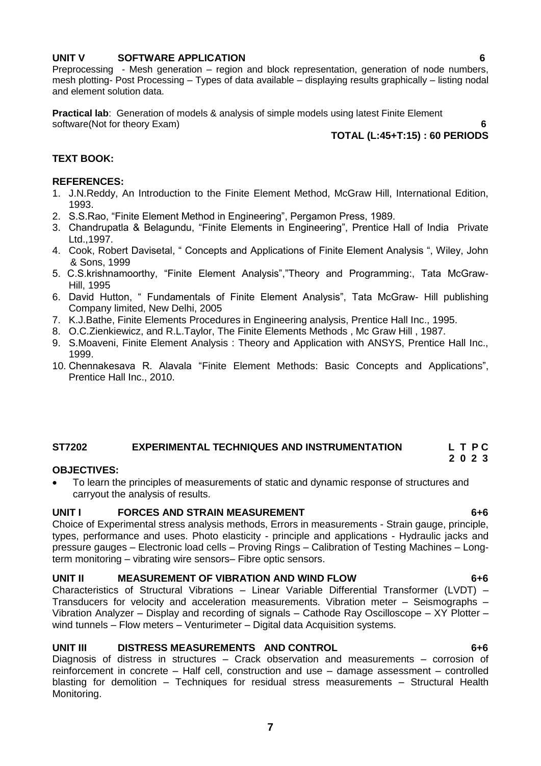### UNIT V SOFTWARE APPLICATION 6

Preprocessing - Mesh generation – region and block representation, generation of node numbers, mesh plotting- Post Processing – Types of data available – displaying results graphically – listing nodal and element solution data.

**Practical lab**: Generation of models & analysis of simple models using latest Finite Element software(Not for theory Exam) **6**

**TOTAL (L:45+T:15) : 60 PERIODS**

**TEXT BOOK:**

**REFERENCES:**

1. J.N.Reddy, An Introduction to the Finite Element Method, McGraw Hill, International Edition, 1993.
2. S.S.Rao, "Finite Element Method in Engineering", Pergamon Press, 1989.
3. Chandrupatla & Belagundu, "Finite Elements in Engineering", Prentice Hall of India Private Ltd.,1997.
4. Cook, Robert Davisetal, " Concepts and Applications of Finite Element Analysis ", Wiley, John & Sons, 1999
5. C.S.krishnamoorthy, "Finite Element Analysis","Theory and Programming:, Tata McGraw-Hill, 1995
6. David Hutton, " Fundamentals of Finite Element Analysis", Tata McGraw- Hill publishing Company limited, New Delhi, 2005
7. K.J.Bathe, Finite Elements Procedures in Engineering analysis, Prentice Hall Inc., 1995.
8. O.C.Zienkiewicz, and R.L.Taylor, The Finite Elements Methods , Mc Graw Hill , 1987.
9. S.Moaveni, Finite Element Analysis : Theory and Application with ANSYS, Prentice Hall Inc., 1999.
10. Chennakesava R. Alavala "Finite Element Methods: Basic Concepts and Applications", Prentice Hall Inc., 2010.

## ST7202 EXPERIMENTAL TECHNIQUES AND INSTRUMENTATION

**L T P C**
**2 0 2 3**

**OBJECTIVES:**

- To learn the principles of measurements of static and dynamic response of structures and carryout the analysis of results.

### UNIT I FORCES AND STRAIN MEASUREMENT 6+6

Choice of Experimental stress analysis methods, Errors in measurements - Strain gauge, principle, types, performance and uses. Photo elasticity - principle and applications - Hydraulic jacks and pressure gauges – Electronic load cells – Proving Rings – Calibration of Testing Machines – Long-term monitoring – vibrating wire sensors– Fibre optic sensors.

### UNIT II MEASUREMENT OF VIBRATION AND WIND FLOW 6+6

Characteristics of Structural Vibrations – Linear Variable Differential Transformer (LVDT) – Transducers for velocity and acceleration measurements. Vibration meter – Seismographs – Vibration Analyzer – Display and recording of signals – Cathode Ray Oscilloscope – XY Plotter – wind tunnels – Flow meters – Venturimeter – Digital data Acquisition systems.

### UNIT III DISTRESS MEASUREMENTS AND CONTROL 6+6

Diagnosis of distress in structures – Crack observation and measurements – corrosion of reinforcement in concrete – Half cell, construction and use – damage assessment – controlled blasting for demolition – Techniques for residual stress measurements – Structural Health Monitoring.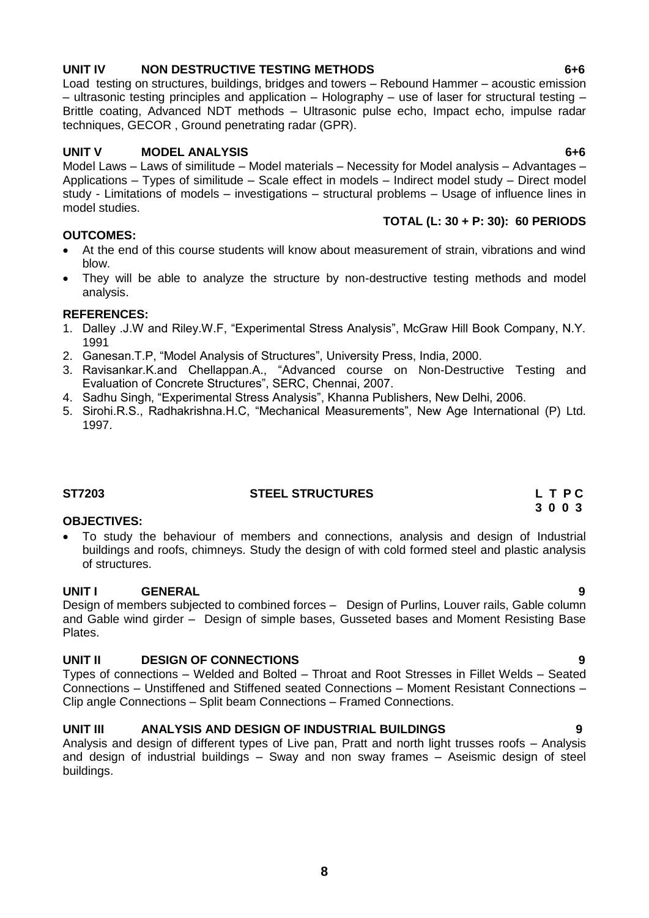**UNIT IV NON DESTRUCTIVE TESTING METHODS 6+6**

Load testing on structures, buildings, bridges and towers – Rebound Hammer – acoustic emission – ultrasonic testing principles and application – Holography – use of laser for structural testing – Brittle coating, Advanced NDT methods – Ultrasonic pulse echo, Impact echo, impulse radar techniques, GECOR , Ground penetrating radar (GPR).

**UNIT V MODEL ANALYSIS 6+6**

Model Laws – Laws of similitude – Model materials – Necessity for Model analysis – Advantages – Applications – Types of similitude – Scale effect in models – Indirect model study – Direct model study - Limitations of models – investigations – structural problems – Usage of influence lines in model studies.

**TOTAL (L: 30 + P: 30): 60 PERIODS**

**OUTCOMES:**

- At the end of this course students will know about measurement of strain, vibrations and wind blow.
- They will be able to analyze the structure by non-destructive testing methods and model analysis.

**REFERENCES:**

1. Dalley .J.W and Riley.W.F, "Experimental Stress Analysis", McGraw Hill Book Company, N.Y. 1991
2. Ganesan.T.P, "Model Analysis of Structures", University Press, India, 2000.
3. Ravisankar.K.and Chellappan.A., "Advanced course on Non-Destructive Testing and Evaluation of Concrete Structures", SERC, Chennai, 2007.
4. Sadhu Singh, "Experimental Stress Analysis", Khanna Publishers, New Delhi, 2006.
5. Sirohi.R.S., Radhakrishna.H.C, "Mechanical Measurements", New Age International (P) Ltd. 1997.

**ST7203 STEEL STRUCTURES L T P C**
**3 0 0 3**

**OBJECTIVES:**

- To study the behaviour of members and connections, analysis and design of Industrial buildings and roofs, chimneys. Study the design of with cold formed steel and plastic analysis of structures.

**UNIT I GENERAL 9**

Design of members subjected to combined forces – Design of Purlins, Louver rails, Gable column and Gable wind girder – Design of simple bases, Gusseted bases and Moment Resisting Base Plates.

**UNIT II DESIGN OF CONNECTIONS 9**

Types of connections – Welded and Bolted – Throat and Root Stresses in Fillet Welds – Seated Connections – Unstiffened and Stiffened seated Connections – Moment Resistant Connections – Clip angle Connections – Split beam Connections – Framed Connections.

**UNIT III ANALYSIS AND DESIGN OF INDUSTRIAL BUILDINGS 9**

Analysis and design of different types of Live pan, Pratt and north light trusses roofs – Analysis and design of industrial buildings – Sway and non sway frames – Aseismic design of steel buildings.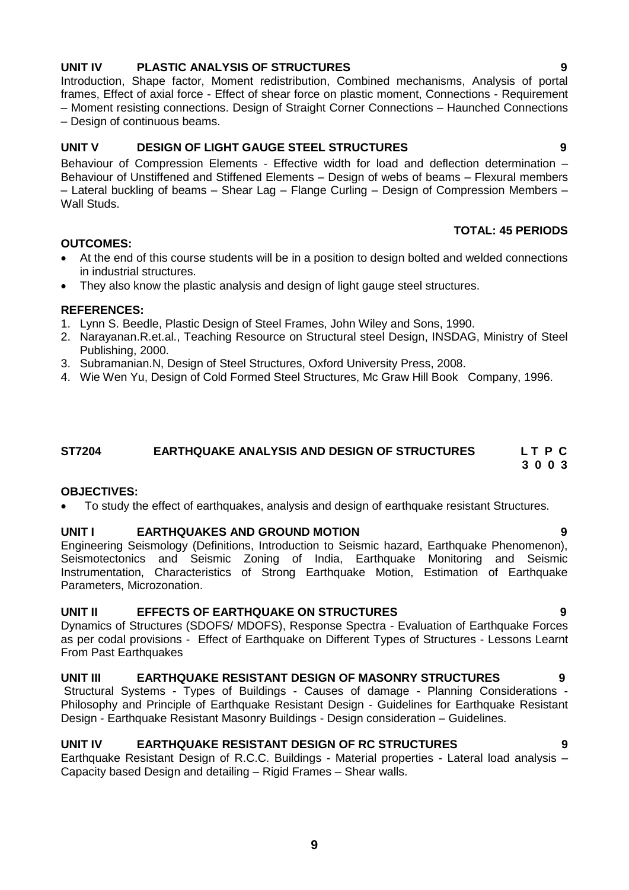**UNIT IV PLASTIC ANALYSIS OF STRUCTURES 9**

Introduction, Shape factor, Moment redistribution, Combined mechanisms, Analysis of portal frames, Effect of axial force - Effect of shear force on plastic moment, Connections - Requirement – Moment resisting connections. Design of Straight Corner Connections – Haunched Connections – Design of continuous beams.

**UNIT V DESIGN OF LIGHT GAUGE STEEL STRUCTURES 9**

Behaviour of Compression Elements - Effective width for load and deflection determination – Behaviour of Unstiffened and Stiffened Elements – Design of webs of beams – Flexural members – Lateral buckling of beams – Shear Lag – Flange Curling – Design of Compression Members – Wall Studs.

**TOTAL: 45 PERIODS**

**OUTCOMES:**

- At the end of this course students will be in a position to design bolted and welded connections in industrial structures.
- They also know the plastic analysis and design of light gauge steel structures.

**REFERENCES:**

1. Lynn S. Beedle, Plastic Design of Steel Frames, John Wiley and Sons, 1990.
2. Narayanan.R.et.al., Teaching Resource on Structural steel Design, INSDAG, Ministry of Steel Publishing, 2000.
3. Subramanian.N, Design of Steel Structures, Oxford University Press, 2008.
4. Wie Wen Yu, Design of Cold Formed Steel Structures, Mc Graw Hill Book Company, 1996.

## ST7204 EARTHQUAKE ANALYSIS AND DESIGN OF STRUCTURES

**L T P C**
**3 0 0 3**

**OBJECTIVES:**

- To study the effect of earthquakes, analysis and design of earthquake resistant Structures.

**UNIT I EARTHQUAKES AND GROUND MOTION 9**

Engineering Seismology (Definitions, Introduction to Seismic hazard, Earthquake Phenomenon), Seismotectonics and Seismic Zoning of India, Earthquake Monitoring and Seismic Instrumentation, Characteristics of Strong Earthquake Motion, Estimation of Earthquake Parameters, Microzonation.

**UNIT II EFFECTS OF EARTHQUAKE ON STRUCTURES 9**

Dynamics of Structures (SDOFS/ MDOFS), Response Spectra - Evaluation of Earthquake Forces as per codal provisions - Effect of Earthquake on Different Types of Structures - Lessons Learnt From Past Earthquakes

**UNIT III EARTHQUAKE RESISTANT DESIGN OF MASONRY STRUCTURES 9**

Structural Systems - Types of Buildings - Causes of damage - Planning Considerations - Philosophy and Principle of Earthquake Resistant Design - Guidelines for Earthquake Resistant Design - Earthquake Resistant Masonry Buildings - Design consideration – Guidelines.

**UNIT IV EARTHQUAKE RESISTANT DESIGN OF RC STRUCTURES 9**

Earthquake Resistant Design of R.C.C. Buildings - Material properties - Lateral load analysis – Capacity based Design and detailing – Rigid Frames – Shear walls.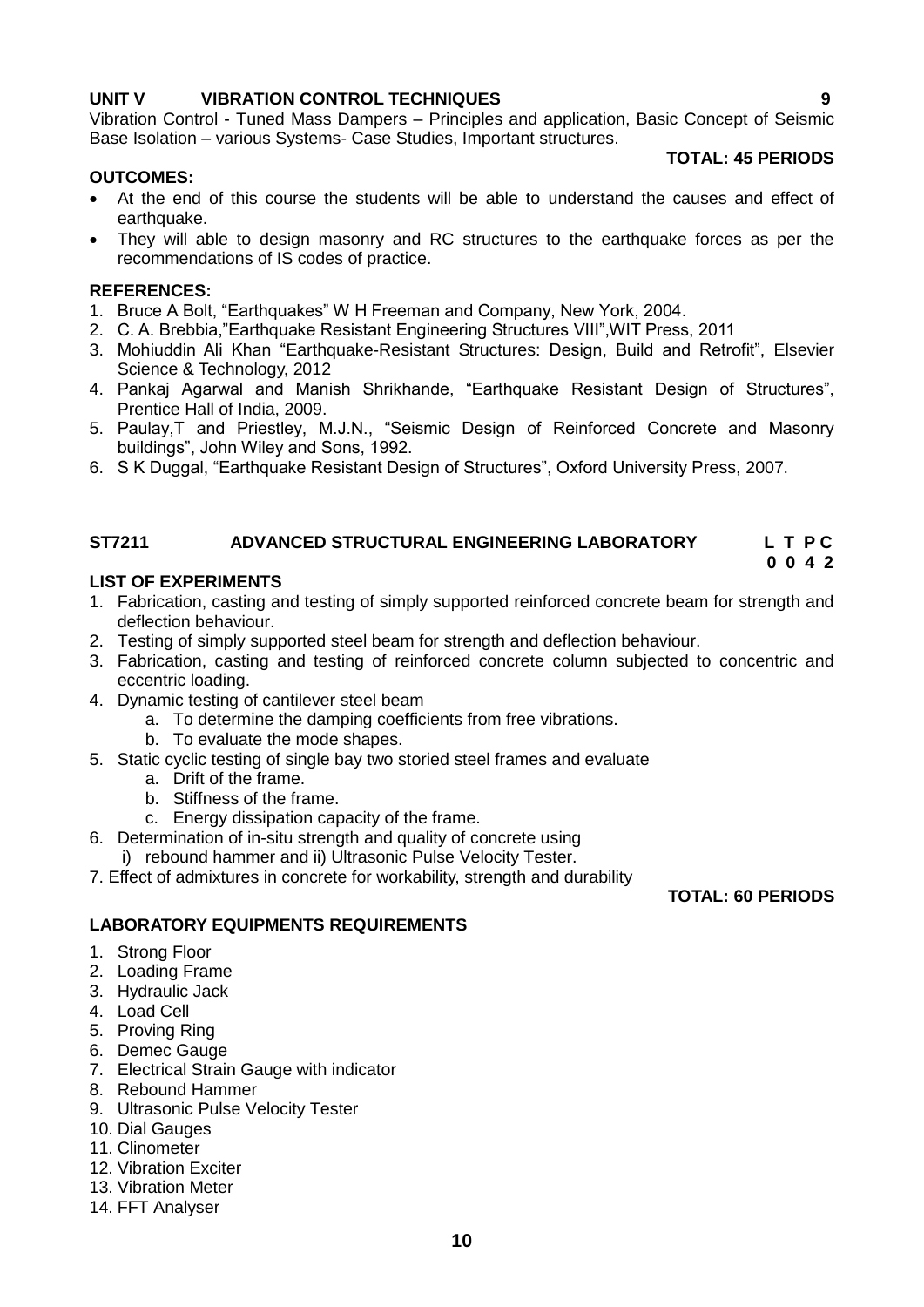**UNIT V VIBRATION CONTROL TECHNIQUES 9**

Vibration Control - Tuned Mass Dampers – Principles and application, Basic Concept of Seismic Base Isolation – various Systems- Case Studies, Important structures.

**TOTAL: 45 PERIODS**

**OUTCOMES:**

- At the end of this course the students will be able to understand the causes and effect of earthquake.
- They will able to design masonry and RC structures to the earthquake forces as per the recommendations of IS codes of practice.

**REFERENCES:**

1. Bruce A Bolt, "Earthquakes" W H Freeman and Company, New York, 2004.
2. C. A. Brebbia,"Earthquake Resistant Engineering Structures VIII",WIT Press, 2011
3. Mohiuddin Ali Khan "Earthquake-Resistant Structures: Design, Build and Retrofit", Elsevier Science & Technology, 2012
4. Pankaj Agarwal and Manish Shrikhande, "Earthquake Resistant Design of Structures", Prentice Hall of India, 2009.
5. Paulay,T and Priestley, M.J.N., "Seismic Design of Reinforced Concrete and Masonry buildings", John Wiley and Sons, 1992.
6. S K Duggal, "Earthquake Resistant Design of Structures", Oxford University Press, 2007.

## ST7211 ADVANCED STRUCTURAL ENGINEERING LABORATORY

**L T P C**
**0 0 4 2**

**LIST OF EXPERIMENTS**

1. Fabrication, casting and testing of simply supported reinforced concrete beam for strength and deflection behaviour.
2. Testing of simply supported steel beam for strength and deflection behaviour.
3. Fabrication, casting and testing of reinforced concrete column subjected to concentric and eccentric loading.
4. Dynamic testing of cantilever steel beam
   a. To determine the damping coefficients from free vibrations.
   b. To evaluate the mode shapes.
5. Static cyclic testing of single bay two storied steel frames and evaluate
   a. Drift of the frame.
   b. Stiffness of the frame.
   c. Energy dissipation capacity of the frame.
6. Determination of in-situ strength and quality of concrete using
   i) rebound hammer and ii) Ultrasonic Pulse Velocity Tester.
7. Effect of admixtures in concrete for workability, strength and durability

**TOTAL: 60 PERIODS**

**LABORATORY EQUIPMENTS REQUIREMENTS**

1. Strong Floor
2. Loading Frame
3. Hydraulic Jack
4. Load Cell
5. Proving Ring
6. Demec Gauge
7. Electrical Strain Gauge with indicator
8. Rebound Hammer
9. Ultrasonic Pulse Velocity Tester
10. Dial Gauges
11. Clinometer
12. Vibration Exciter
13. Vibration Meter
14. FFT Analyser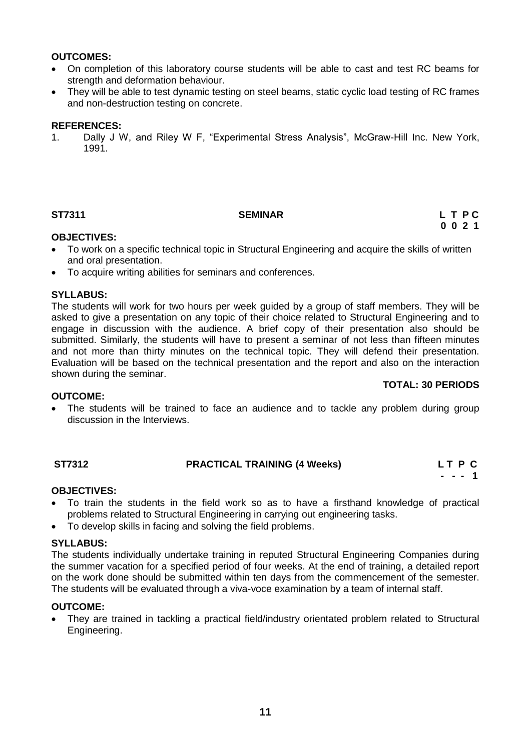**OUTCOMES:**

- On completion of this laboratory course students will be able to cast and test RC beams for strength and deformation behaviour.
- They will be able to test dynamic testing on steel beams, static cyclic load testing of RC frames and non-destruction testing on concrete.

**REFERENCES:**

1. Dally J W, and Riley W F, "Experimental Stress Analysis", McGraw-Hill Inc. New York, 1991.

## ST7311 SEMINAR

**L T P C**
**0 0 2 1**

**OBJECTIVES:**

- To work on a specific technical topic in Structural Engineering and acquire the skills of written and oral presentation.
- To acquire writing abilities for seminars and conferences.

**SYLLABUS:**

The students will work for two hours per week guided by a group of staff members. They will be asked to give a presentation on any topic of their choice related to Structural Engineering and to engage in discussion with the audience. A brief copy of their presentation also should be submitted. Similarly, the students will have to present a seminar of not less than fifteen minutes and not more than thirty minutes on the technical topic. They will defend their presentation. Evaluation will be based on the technical presentation and the report and also on the interaction shown during the seminar.

**TOTAL: 30 PERIODS**

**OUTCOME:**

- The students will be trained to face an audience and to tackle any problem during group discussion in the Interviews.

## ST7312 PRACTICAL TRAINING (4 Weeks)

**L T P C**
**- - - 1**

**OBJECTIVES:**

- To train the students in the field work so as to have a firsthand knowledge of practical problems related to Structural Engineering in carrying out engineering tasks.
- To develop skills in facing and solving the field problems.

**SYLLABUS:**

The students individually undertake training in reputed Structural Engineering Companies during the summer vacation for a specified period of four weeks. At the end of training, a detailed report on the work done should be submitted within ten days from the commencement of the semester. The students will be evaluated through a viva-voce examination by a team of internal staff.

**OUTCOME:**

- They are trained in tackling a practical field/industry orientated problem related to Structural Engineering.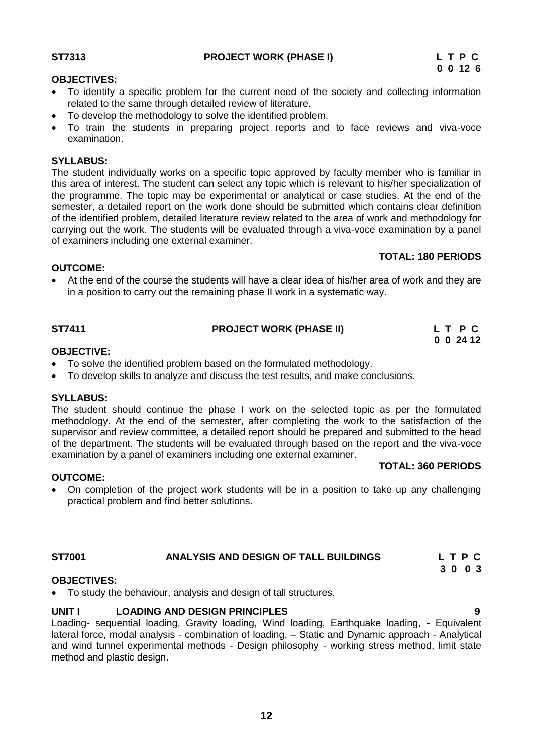**ST7313 PROJECT WORK (PHASE I)**

| L | T | P | C |
|---|---|---|---|
| 0 | 0 | 12 | 6 |

**OBJECTIVES:**

- To identify a specific problem for the current need of the society and collecting information related to the same through detailed review of literature.
- To develop the methodology to solve the identified problem.
- To train the students in preparing project reports and to face reviews and viva-voce examination.

**SYLLABUS:**

The student individually works on a specific topic approved by faculty member who is familiar in this area of interest. The student can select any topic which is relevant to his/her specialization of the programme. The topic may be experimental or analytical or case studies. At the end of the semester, a detailed report on the work done should be submitted which contains clear definition of the identified problem, detailed literature review related to the area of work and methodology for carrying out the work. The students will be evaluated through a viva-voce examination by a panel of examiners including one external examiner.

**TOTAL: 180 PERIODS**

**OUTCOME:**

- At the end of the course the students will have a clear idea of his/her area of work and they are in a position to carry out the remaining phase II work in a systematic way.

**ST7411 PROJECT WORK (PHASE II)**

| L | T | P | C |
|---|---|---|---|
| 0 | 0 | 24 | 12 |

**OBJECTIVE:**

- To solve the identified problem based on the formulated methodology.
- To develop skills to analyze and discuss the test results, and make conclusions.

**SYLLABUS:**

The student should continue the phase I work on the selected topic as per the formulated methodology. At the end of the semester, after completing the work to the satisfaction of the supervisor and review committee, a detailed report should be prepared and submitted to the head of the department. The students will be evaluated through based on the report and the viva-voce examination by a panel of examiners including one external examiner.

**TOTAL: 360 PERIODS**

**OUTCOME:**

- On completion of the project work students will be in a position to take up any challenging practical problem and find better solutions.

**ST7001 ANALYSIS AND DESIGN OF TALL BUILDINGS**

| L | T | P | C |
|---|---|---|---|
| 3 | 0 | 0 | 3 |

**OBJECTIVES:**

- To study the behaviour, analysis and design of tall structures.

**UNIT I LOADING AND DESIGN PRINCIPLES 9**

Loading- sequential loading, Gravity loading, Wind loading, Earthquake loading, - Equivalent lateral force, modal analysis - combination of loading, – Static and Dynamic approach - Analytical and wind tunnel experimental methods - Design philosophy - working stress method, limit state method and plastic design.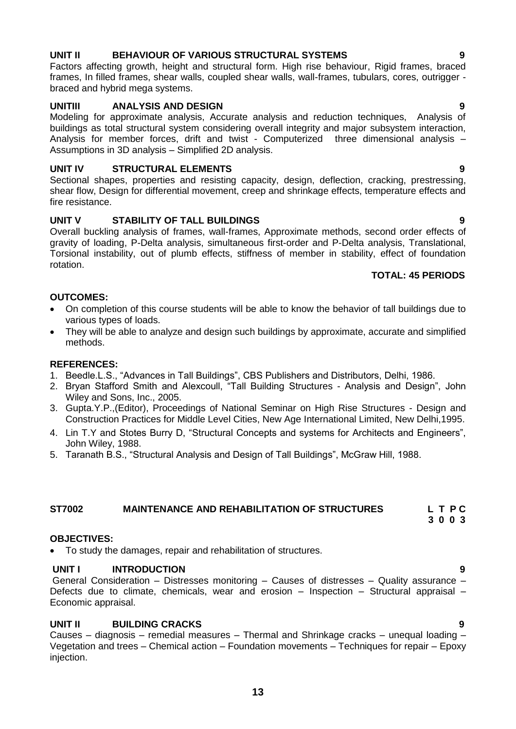**UNIT II BEHAVIOUR OF VARIOUS STRUCTURAL SYSTEMS 9**

Factors affecting growth, height and structural form. High rise behaviour, Rigid frames, braced frames, In filled frames, shear walls, coupled shear walls, wall-frames, tubulars, cores, outrigger - braced and hybrid mega systems.

**UNITIII ANALYSIS AND DESIGN 9**

Modeling for approximate analysis, Accurate analysis and reduction techniques, Analysis of buildings as total structural system considering overall integrity and major subsystem interaction, Analysis for member forces, drift and twist - Computerized three dimensional analysis – Assumptions in 3D analysis – Simplified 2D analysis.

**UNIT IV STRUCTURAL ELEMENTS 9**

Sectional shapes, properties and resisting capacity, design, deflection, cracking, prestressing, shear flow, Design for differential movement, creep and shrinkage effects, temperature effects and fire resistance.

**UNIT V STABILITY OF TALL BUILDINGS 9**

Overall buckling analysis of frames, wall-frames, Approximate methods, second order effects of gravity of loading, P-Delta analysis, simultaneous first-order and P-Delta analysis, Translational, Torsional instability, out of plumb effects, stiffness of member in stability, effect of foundation rotation.

**TOTAL: 45 PERIODS**

**OUTCOMES:**

- On completion of this course students will be able to know the behavior of tall buildings due to various types of loads.
- They will be able to analyze and design such buildings by approximate, accurate and simplified methods.

**REFERENCES:**

1. Beedle.L.S., "Advances in Tall Buildings", CBS Publishers and Distributors, Delhi, 1986.
2. Bryan Stafford Smith and Alexcoull, "Tall Building Structures - Analysis and Design", John Wiley and Sons, Inc., 2005.
3. Gupta.Y.P.,(Editor), Proceedings of National Seminar on High Rise Structures - Design and Construction Practices for Middle Level Cities, New Age International Limited, New Delhi,1995.
4. Lin T.Y and Stotes Burry D, "Structural Concepts and systems for Architects and Engineers", John Wiley, 1988.
5. Taranath B.S., "Structural Analysis and Design of Tall Buildings", McGraw Hill, 1988.

## ST7002 MAINTENANCE AND REHABILITATION OF STRUCTURES

| L | T | P | C |
|---|---|---|---|
| 3 | 0 | 0 | 3 |

**OBJECTIVES:**

- To study the damages, repair and rehabilitation of structures.

**UNIT I INTRODUCTION 9**

General Consideration – Distresses monitoring – Causes of distresses – Quality assurance – Defects due to climate, chemicals, wear and erosion – Inspection – Structural appraisal – Economic appraisal.

**UNIT II BUILDING CRACKS 9**

Causes – diagnosis – remedial measures – Thermal and Shrinkage cracks – unequal loading – Vegetation and trees – Chemical action – Foundation movements – Techniques for repair – Epoxy injection.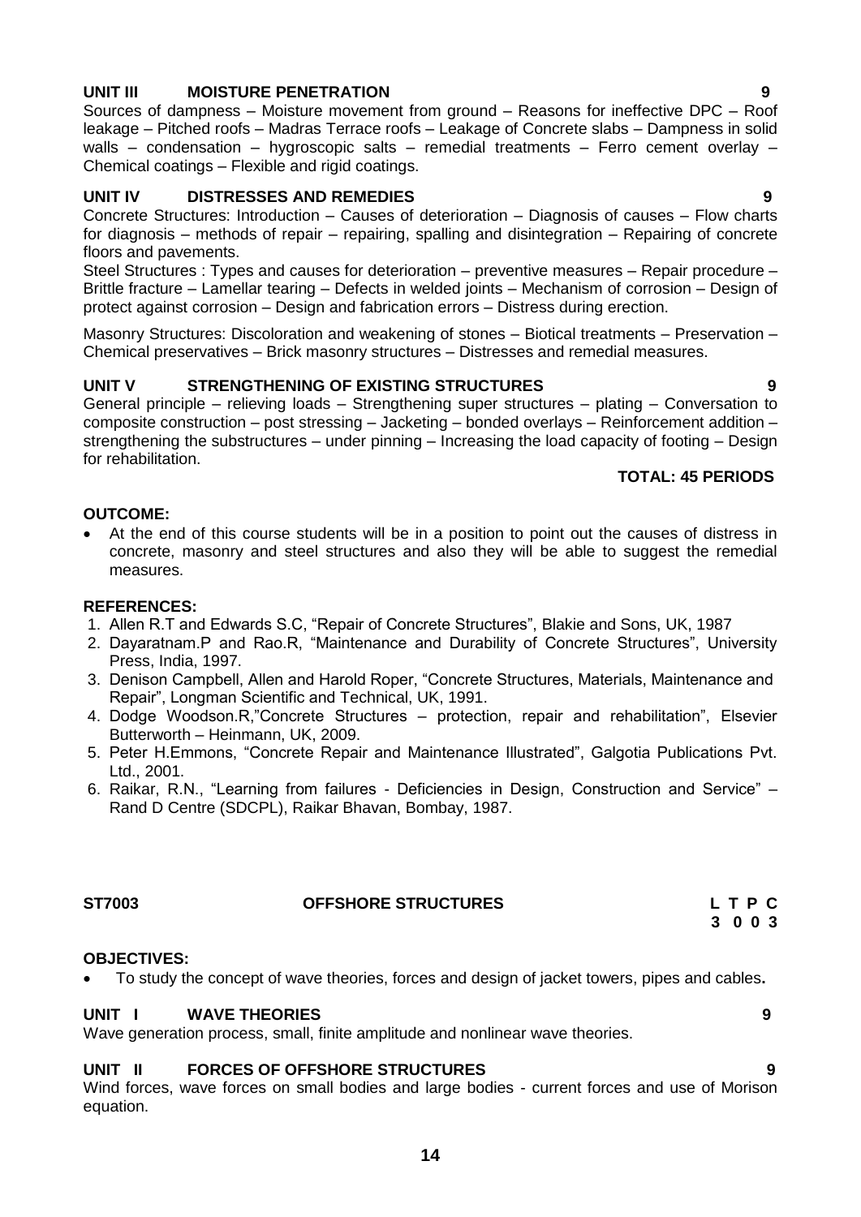**UNIT III MOISTURE PENETRATION 9**

Sources of dampness – Moisture movement from ground – Reasons for ineffective DPC – Roof leakage – Pitched roofs – Madras Terrace roofs – Leakage of Concrete slabs – Dampness in solid walls – condensation – hygroscopic salts – remedial treatments – Ferro cement overlay – Chemical coatings – Flexible and rigid coatings.

**UNIT IV DISTRESSES AND REMEDIES 9**

Concrete Structures: Introduction – Causes of deterioration – Diagnosis of causes – Flow charts for diagnosis – methods of repair – repairing, spalling and disintegration – Repairing of concrete floors and pavements.

Steel Structures : Types and causes for deterioration – preventive measures – Repair procedure – Brittle fracture – Lamellar tearing – Defects in welded joints – Mechanism of corrosion – Design of protect against corrosion – Design and fabrication errors – Distress during erection.

Masonry Structures: Discoloration and weakening of stones – Biotical treatments – Preservation – Chemical preservatives – Brick masonry structures – Distresses and remedial measures.

**UNIT V STRENGTHENING OF EXISTING STRUCTURES 9**

General principle – relieving loads – Strengthening super structures – plating – Conversation to composite construction – post stressing – Jacketing – bonded overlays – Reinforcement addition – strengthening the substructures – under pinning – Increasing the load capacity of footing – Design for rehabilitation.

**TOTAL: 45 PERIODS**

**OUTCOME:**

- At the end of this course students will be in a position to point out the causes of distress in concrete, masonry and steel structures and also they will be able to suggest the remedial measures.

**REFERENCES:**

1. Allen R.T and Edwards S.C, "Repair of Concrete Structures", Blakie and Sons, UK, 1987
2. Dayaratnam.P and Rao.R, "Maintenance and Durability of Concrete Structures", University Press, India, 1997.
3. Denison Campbell, Allen and Harold Roper, "Concrete Structures, Materials, Maintenance and Repair", Longman Scientific and Technical, UK, 1991.
4. Dodge Woodson.R,"Concrete Structures – protection, repair and rehabilitation", Elsevier Butterworth – Heinmann, UK, 2009.
5. Peter H.Emmons, "Concrete Repair and Maintenance Illustrated", Galgotia Publications Pvt. Ltd., 2001.
6. Raikar, R.N., "Learning from failures - Deficiencies in Design, Construction and Service" – Rand D Centre (SDCPL), Raikar Bhavan, Bombay, 1987.

**ST7003 OFFSHORE STRUCTURES**

| L | T | P | C |
|---|---|---|---|
| 3 | 0 | 0 | 3 |

**OBJECTIVES:**

- To study the concept of wave theories, forces and design of jacket towers, pipes and cables**.**

**UNIT I WAVE THEORIES 9**

Wave generation process, small, finite amplitude and nonlinear wave theories.

**UNIT II FORCES OF OFFSHORE STRUCTURES 9**

Wind forces, wave forces on small bodies and large bodies - current forces and use of Morison equation.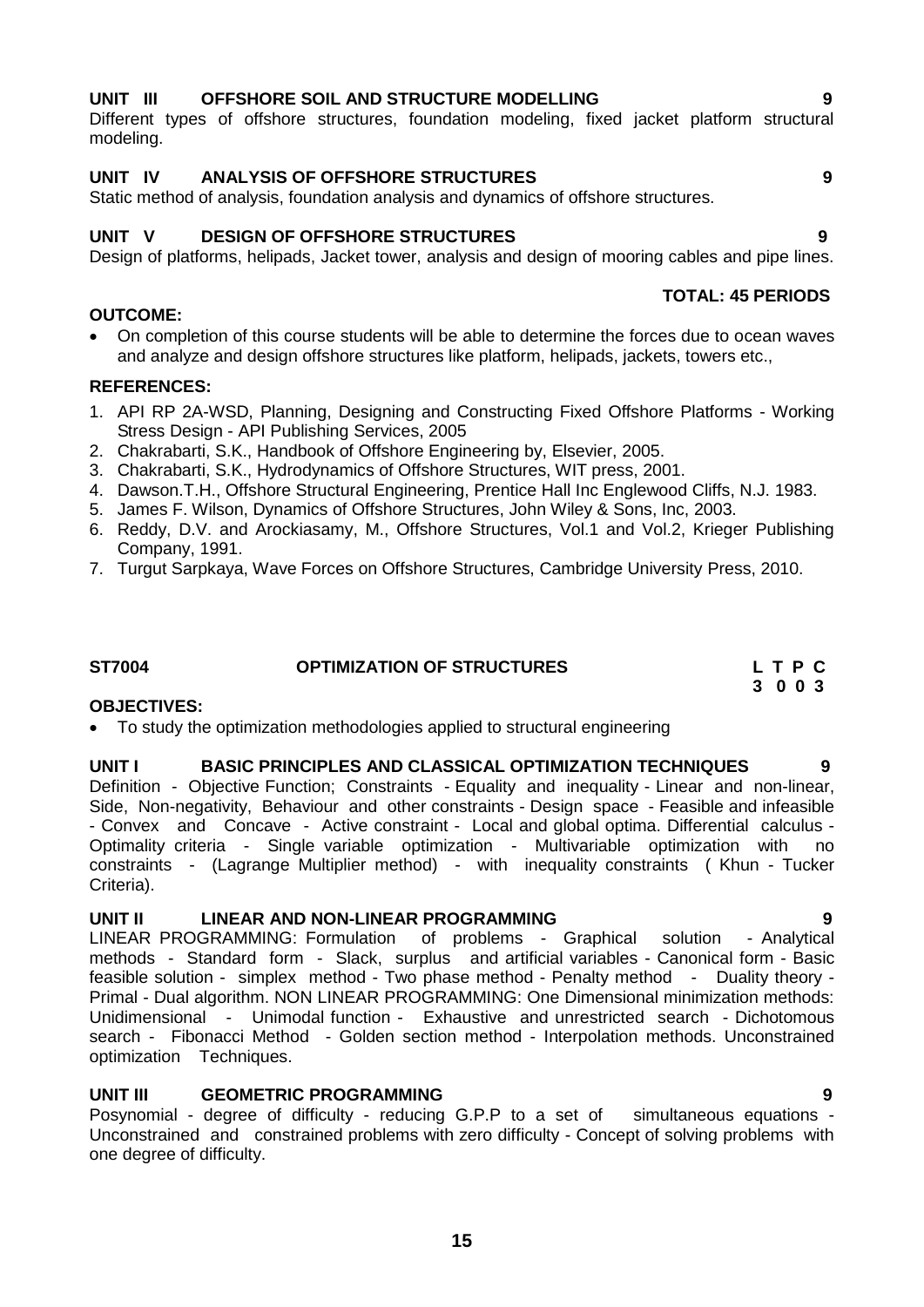**UNIT III OFFSHORE SOIL AND STRUCTURE MODELLING 9**

Different types of offshore structures, foundation modeling, fixed jacket platform structural modeling.

**UNIT IV ANALYSIS OF OFFSHORE STRUCTURES 9**

Static method of analysis, foundation analysis and dynamics of offshore structures.

**UNIT V DESIGN OF OFFSHORE STRUCTURES 9**

Design of platforms, helipads, Jacket tower, analysis and design of mooring cables and pipe lines.

**TOTAL: 45 PERIODS**

**OUTCOME:**

- On completion of this course students will be able to determine the forces due to ocean waves and analyze and design offshore structures like platform, helipads, jackets, towers etc.,

**REFERENCES:**

1. API RP 2A-WSD, Planning, Designing and Constructing Fixed Offshore Platforms - Working Stress Design - API Publishing Services, 2005
2. Chakrabarti, S.K., Handbook of Offshore Engineering by, Elsevier, 2005.
3. Chakrabarti, S.K., Hydrodynamics of Offshore Structures, WIT press, 2001.
4. Dawson.T.H., Offshore Structural Engineering, Prentice Hall Inc Englewood Cliffs, N.J. 1983.
5. James F. Wilson, Dynamics of Offshore Structures, John Wiley & Sons, Inc, 2003.
6. Reddy, D.V. and Arockiasamy, M., Offshore Structures, Vol.1 and Vol.2, Krieger Publishing Company, 1991.
7. Turgut Sarpkaya, Wave Forces on Offshore Structures, Cambridge University Press, 2010.

## ST7004 OPTIMIZATION OF STRUCTURES

| L | T | P | C |
|---|---|---|---|
| 3 | 0 | 0 | 3 |

**OBJECTIVES:**

- To study the optimization methodologies applied to structural engineering

**UNIT I BASIC PRINCIPLES AND CLASSICAL OPTIMIZATION TECHNIQUES 9**

Definition - Objective Function; Constraints - Equality and inequality - Linear and non-linear, Side, Non-negativity, Behaviour and other constraints - Design space - Feasible and infeasible - Convex and Concave - Active constraint - Local and global optima. Differential calculus - Optimality criteria - Single variable optimization - Multivariable optimization with no constraints - (Lagrange Multiplier method) - with inequality constraints ( Khun - Tucker Criteria).

**UNIT II LINEAR AND NON-LINEAR PROGRAMMING 9**

LINEAR PROGRAMMING: Formulation of problems - Graphical solution - Analytical methods - Standard form - Slack, surplus and artificial variables - Canonical form - Basic feasible solution - simplex method - Two phase method - Penalty method - Duality theory - Primal - Dual algorithm. NON LINEAR PROGRAMMING: One Dimensional minimization methods: Unidimensional - Unimodal function - Exhaustive and unrestricted search - Dichotomous search - Fibonacci Method - Golden section method - Interpolation methods. Unconstrained optimization Techniques.

**UNIT III GEOMETRIC PROGRAMMING 9**

Posynomial - degree of difficulty - reducing G.P.P to a set of simultaneous equations - Unconstrained and constrained problems with zero difficulty - Concept of solving problems with one degree of difficulty.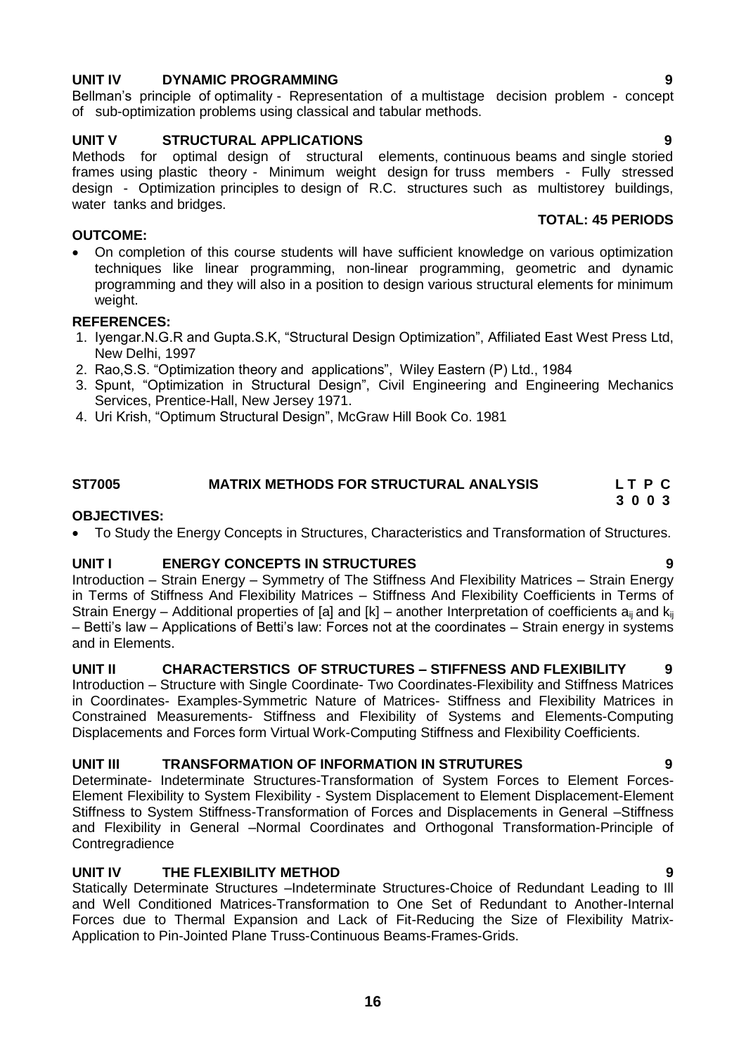**UNIT IV DYNAMIC PROGRAMMING 9**

Bellman's principle of optimality - Representation of a multistage decision problem - concept of sub-optimization problems using classical and tabular methods.

**UNIT V STRUCTURAL APPLICATIONS 9**

Methods for optimal design of structural elements, continuous beams and single storied frames using plastic theory - Minimum weight design for truss members - Fully stressed design - Optimization principles to design of R.C. structures such as multistorey buildings, water tanks and bridges.

**TOTAL: 45 PERIODS**

**OUTCOME:**

- On completion of this course students will have sufficient knowledge on various optimization techniques like linear programming, non-linear programming, geometric and dynamic programming and they will also in a position to design various structural elements for minimum weight.

**REFERENCES:**

1. Iyengar.N.G.R and Gupta.S.K, "Structural Design Optimization", Affiliated East West Press Ltd, New Delhi, 1997
2. Rao,S.S. "Optimization theory and applications", Wiley Eastern (P) Ltd., 1984
3. Spunt, "Optimization in Structural Design", Civil Engineering and Engineering Mechanics Services, Prentice-Hall, New Jersey 1971.
4. Uri Krish, "Optimum Structural Design", McGraw Hill Book Co. 1981

## ST7005 MATRIX METHODS FOR STRUCTURAL ANALYSIS

**L T P C**
**3 0 0 3**

**OBJECTIVES:**

- To Study the Energy Concepts in Structures, Characteristics and Transformation of Structures.

**UNIT I ENERGY CONCEPTS IN STRUCTURES 9**

Introduction – Strain Energy – Symmetry of The Stiffness And Flexibility Matrices – Strain Energy in Terms of Stiffness And Flexibility Matrices – Stiffness And Flexibility Coefficients in Terms of Strain Energy – Additional properties of [a] and [k] – another Interpretation of coefficients $a_{ij}$ and $k_{ij}$ – Betti's law – Applications of Betti's law: Forces not at the coordinates – Strain energy in systems and in Elements.

**UNIT II CHARACTERSTICS OF STRUCTURES – STIFFNESS AND FLEXIBILITY 9**

Introduction – Structure with Single Coordinate- Two Coordinates-Flexibility and Stiffness Matrices in Coordinates- Examples-Symmetric Nature of Matrices- Stiffness and Flexibility Matrices in Constrained Measurements- Stiffness and Flexibility of Systems and Elements-Computing Displacements and Forces form Virtual Work-Computing Stiffness and Flexibility Coefficients.

**UNIT III TRANSFORMATION OF INFORMATION IN STRUTURES 9**

Determinate- Indeterminate Structures-Transformation of System Forces to Element Forces-Element Flexibility to System Flexibility - System Displacement to Element Displacement-Element Stiffness to System Stiffness-Transformation of Forces and Displacements in General –Stiffness and Flexibility in General –Normal Coordinates and Orthogonal Transformation-Principle of Contregradience

**UNIT IV THE FLEXIBILITY METHOD 9**

Statically Determinate Structures –Indeterminate Structures-Choice of Redundant Leading to Ill and Well Conditioned Matrices-Transformation to One Set of Redundant to Another-Internal Forces due to Thermal Expansion and Lack of Fit-Reducing the Size of Flexibility Matrix-Application to Pin-Jointed Plane Truss-Continuous Beams-Frames-Grids.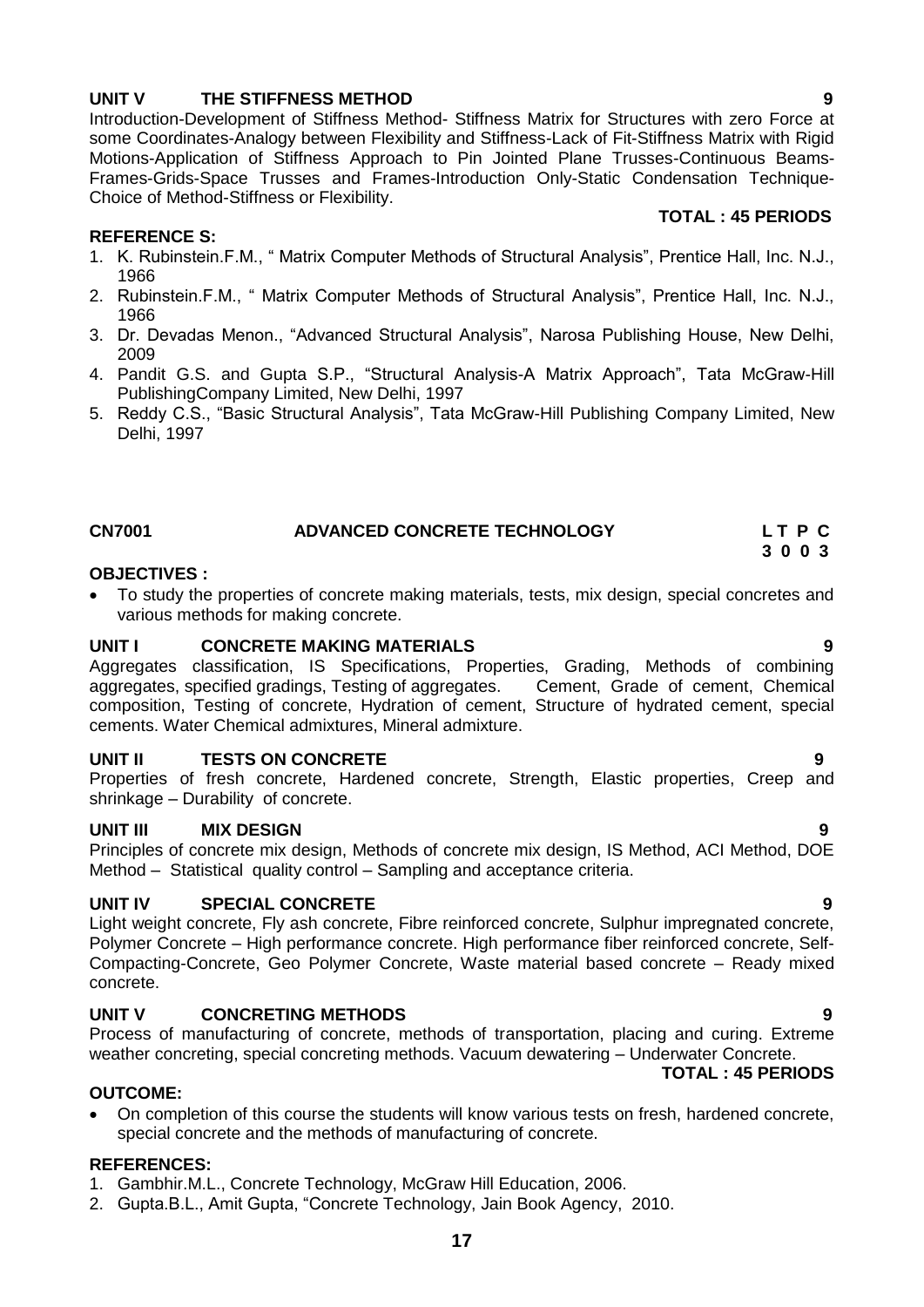## UNIT V THE STIFFNESS METHOD 9

Introduction-Development of Stiffness Method- Stiffness Matrix for Structures with zero Force at some Coordinates-Analogy between Flexibility and Stiffness-Lack of Fit-Stiffness Matrix with Rigid Motions-Application of Stiffness Approach to Pin Jointed Plane Trusses-Continuous Beams-Frames-Grids-Space Trusses and Frames-Introduction Only-Static Condensation Technique-Choice of Method-Stiffness or Flexibility.

**TOTAL : 45 PERIODS**

**REFERENCE S:**

1. K. Rubinstein.F.M., " Matrix Computer Methods of Structural Analysis", Prentice Hall, Inc. N.J., 1966
2. Rubinstein.F.M., " Matrix Computer Methods of Structural Analysis", Prentice Hall, Inc. N.J., 1966
3. Dr. Devadas Menon., "Advanced Structural Analysis", Narosa Publishing House, New Delhi, 2009
4. Pandit G.S. and Gupta S.P., "Structural Analysis-A Matrix Approach", Tata McGraw-Hill PublishingCompany Limited, New Delhi, 1997
5. Reddy C.S., "Basic Structural Analysis", Tata McGraw-Hill Publishing Company Limited, New Delhi, 1997

# CN7001 ADVANCED CONCRETE TECHNOLOGY

**L T P C**
**3 0 0 3**

**OBJECTIVES :**

- To study the properties of concrete making materials, tests, mix design, special concretes and various methods for making concrete.

## UNIT I CONCRETE MAKING MATERIALS 9

Aggregates classification, IS Specifications, Properties, Grading, Methods of combining aggregates, specified gradings, Testing of aggregates. Cement, Grade of cement, Chemical composition, Testing of concrete, Hydration of cement, Structure of hydrated cement, special cements. Water Chemical admixtures, Mineral admixture.

## UNIT II TESTS ON CONCRETE 9

Properties of fresh concrete, Hardened concrete, Strength, Elastic properties, Creep and shrinkage – Durability of concrete.

## UNIT III MIX DESIGN 9

Principles of concrete mix design, Methods of concrete mix design, IS Method, ACI Method, DOE Method – Statistical quality control – Sampling and acceptance criteria.

## UNIT IV SPECIAL CONCRETE 9

Light weight concrete, Fly ash concrete, Fibre reinforced concrete, Sulphur impregnated concrete, Polymer Concrete – High performance concrete. High performance fiber reinforced concrete, Self-Compacting-Concrete, Geo Polymer Concrete, Waste material based concrete – Ready mixed concrete.

## UNIT V CONCRETING METHODS 9

Process of manufacturing of concrete, methods of transportation, placing and curing. Extreme weather concreting, special concreting methods. Vacuum dewatering – Underwater Concrete.

**TOTAL : 45 PERIODS**

**OUTCOME:**

- On completion of this course the students will know various tests on fresh, hardened concrete, special concrete and the methods of manufacturing of concrete.

**REFERENCES:**

1. Gambhir.M.L., Concrete Technology, McGraw Hill Education, 2006.
2. Gupta.B.L., Amit Gupta, "Concrete Technology, Jain Book Agency, 2010.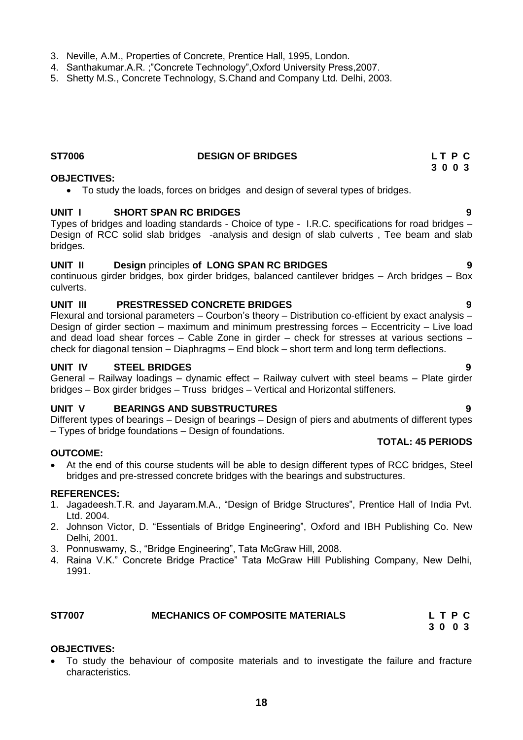3. Neville, A.M., Properties of Concrete, Prentice Hall, 1995, London.
4. Santhakumar.A.R. ;"Concrete Technology",Oxford University Press,2007.
5. Shetty M.S., Concrete Technology, S.Chand and Company Ltd. Delhi, 2003.

## ST7006 DESIGN OF BRIDGES

**L T P C**
**3 0 0 3**

**OBJECTIVES:**

- To study the loads, forces on bridges and design of several types of bridges.

**UNIT I SHORT SPAN RC BRIDGES** **9**

Types of bridges and loading standards - Choice of type - I.R.C. specifications for road bridges – Design of RCC solid slab bridges -analysis and design of slab culverts , Tee beam and slab bridges.

**UNIT II Design** principles **of LONG SPAN RC BRIDGES** **9**

continuous girder bridges, box girder bridges, balanced cantilever bridges – Arch bridges – Box culverts.

**UNIT III PRESTRESSED CONCRETE BRIDGES** **9**

Flexural and torsional parameters – Courbon's theory – Distribution co-efficient by exact analysis – Design of girder section – maximum and minimum prestressing forces – Eccentricity – Live load and dead load shear forces – Cable Zone in girder – check for stresses at various sections – check for diagonal tension – Diaphragms – End block – short term and long term deflections.

**UNIT IV STEEL BRIDGES** **9**

General – Railway loadings – dynamic effect – Railway culvert with steel beams – Plate girder bridges – Box girder bridges – Truss bridges – Vertical and Horizontal stiffeners.

**UNIT V BEARINGS AND SUBSTRUCTURES** **9**

Different types of bearings – Design of bearings – Design of piers and abutments of different types – Types of bridge foundations – Design of foundations.

**TOTAL: 45 PERIODS**

**OUTCOME:**

- At the end of this course students will be able to design different types of RCC bridges, Steel bridges and pre-stressed concrete bridges with the bearings and substructures.

**REFERENCES:**

1. Jagadeesh.T.R. and Jayaram.M.A., "Design of Bridge Structures", Prentice Hall of India Pvt. Ltd. 2004.
2. Johnson Victor, D. "Essentials of Bridge Engineering", Oxford and IBH Publishing Co. New Delhi, 2001.
3. Ponnuswamy, S., "Bridge Engineering", Tata McGraw Hill, 2008.
4. Raina V.K." Concrete Bridge Practice" Tata McGraw Hill Publishing Company, New Delhi, 1991.

## ST7007 MECHANICS OF COMPOSITE MATERIALS

**L T P C**
**3 0 0 3**

**OBJECTIVES:**

- To study the behaviour of composite materials and to investigate the failure and fracture characteristics.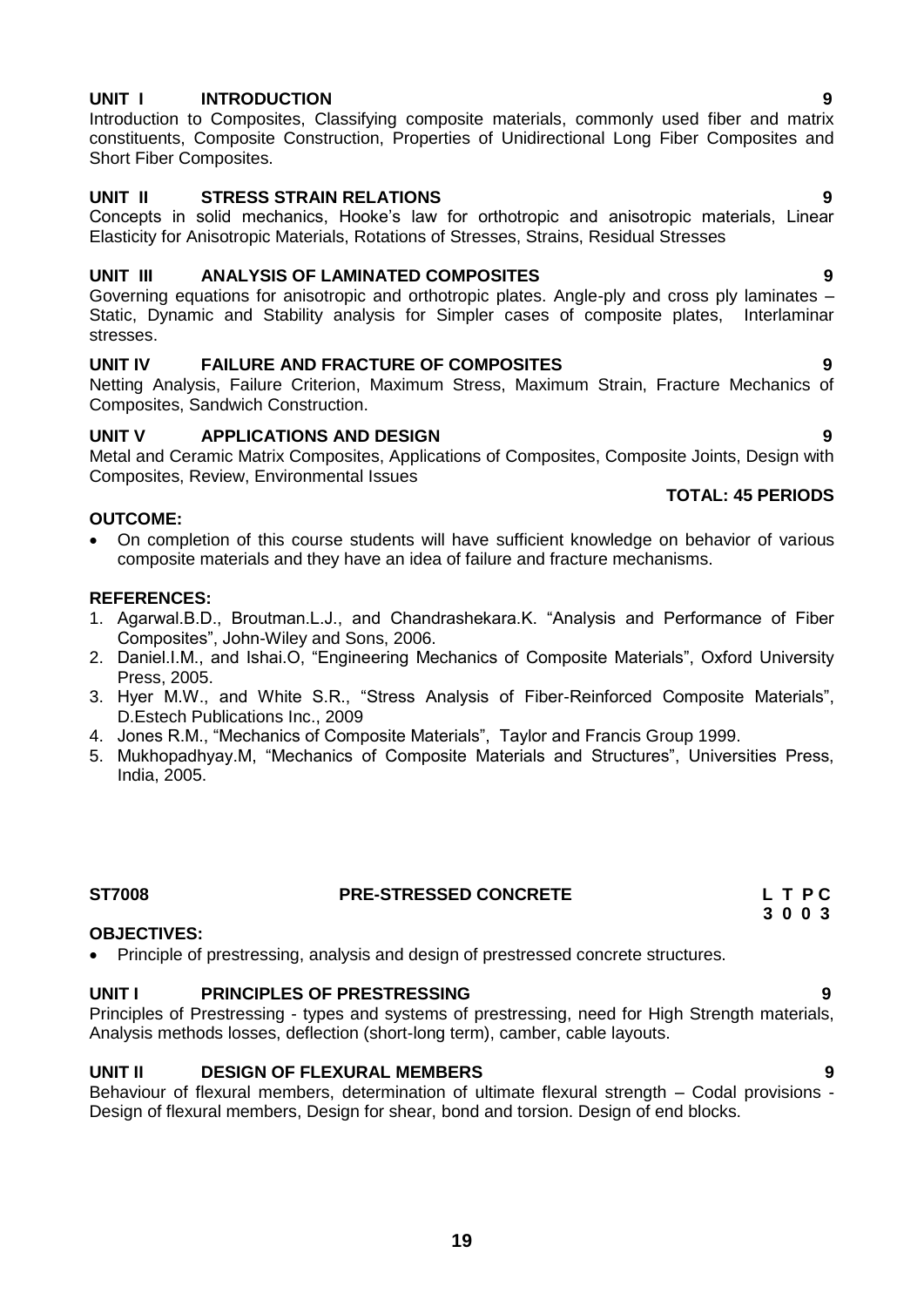**UNIT I INTRODUCTION 9**

Introduction to Composites, Classifying composite materials, commonly used fiber and matrix constituents, Composite Construction, Properties of Unidirectional Long Fiber Composites and Short Fiber Composites.

**UNIT II STRESS STRAIN RELATIONS 9**

Concepts in solid mechanics, Hooke's law for orthotropic and anisotropic materials, Linear Elasticity for Anisotropic Materials, Rotations of Stresses, Strains, Residual Stresses

**UNIT III ANALYSIS OF LAMINATED COMPOSITES 9**

Governing equations for anisotropic and orthotropic plates. Angle-ply and cross ply laminates – Static, Dynamic and Stability analysis for Simpler cases of composite plates, Interlaminar stresses.

**UNIT IV FAILURE AND FRACTURE OF COMPOSITES 9**

Netting Analysis, Failure Criterion, Maximum Stress, Maximum Strain, Fracture Mechanics of Composites, Sandwich Construction.

**UNIT V APPLICATIONS AND DESIGN 9**

Metal and Ceramic Matrix Composites, Applications of Composites, Composite Joints, Design with Composites, Review, Environmental Issues

**TOTAL: 45 PERIODS**

**OUTCOME:**

- On completion of this course students will have sufficient knowledge on behavior of various composite materials and they have an idea of failure and fracture mechanisms.

**REFERENCES:**

1. Agarwal.B.D., Broutman.L.J., and Chandrashekara.K. "Analysis and Performance of Fiber Composites", John-Wiley and Sons, 2006.
2. Daniel.I.M., and Ishai.O, "Engineering Mechanics of Composite Materials", Oxford University Press, 2005.
3. Hyer M.W., and White S.R., "Stress Analysis of Fiber-Reinforced Composite Materials", D.Estech Publications Inc., 2009
4. Jones R.M., "Mechanics of Composite Materials", Taylor and Francis Group 1999.
5. Mukhopadhyay.M, "Mechanics of Composite Materials and Structures", Universities Press, India, 2005.

## ST7008 PRE-STRESSED CONCRETE

| L | T | P | C |
|---|---|---|---|
| 3 | 0 | 0 | 3 |

**OBJECTIVES:**

- Principle of prestressing, analysis and design of prestressed concrete structures.

**UNIT I PRINCIPLES OF PRESTRESSING 9**

Principles of Prestressing - types and systems of prestressing, need for High Strength materials, Analysis methods losses, deflection (short-long term), camber, cable layouts.

**UNIT II DESIGN OF FLEXURAL MEMBERS 9**

Behaviour of flexural members, determination of ultimate flexural strength – Codal provisions - Design of flexural members, Design for shear, bond and torsion. Design of end blocks.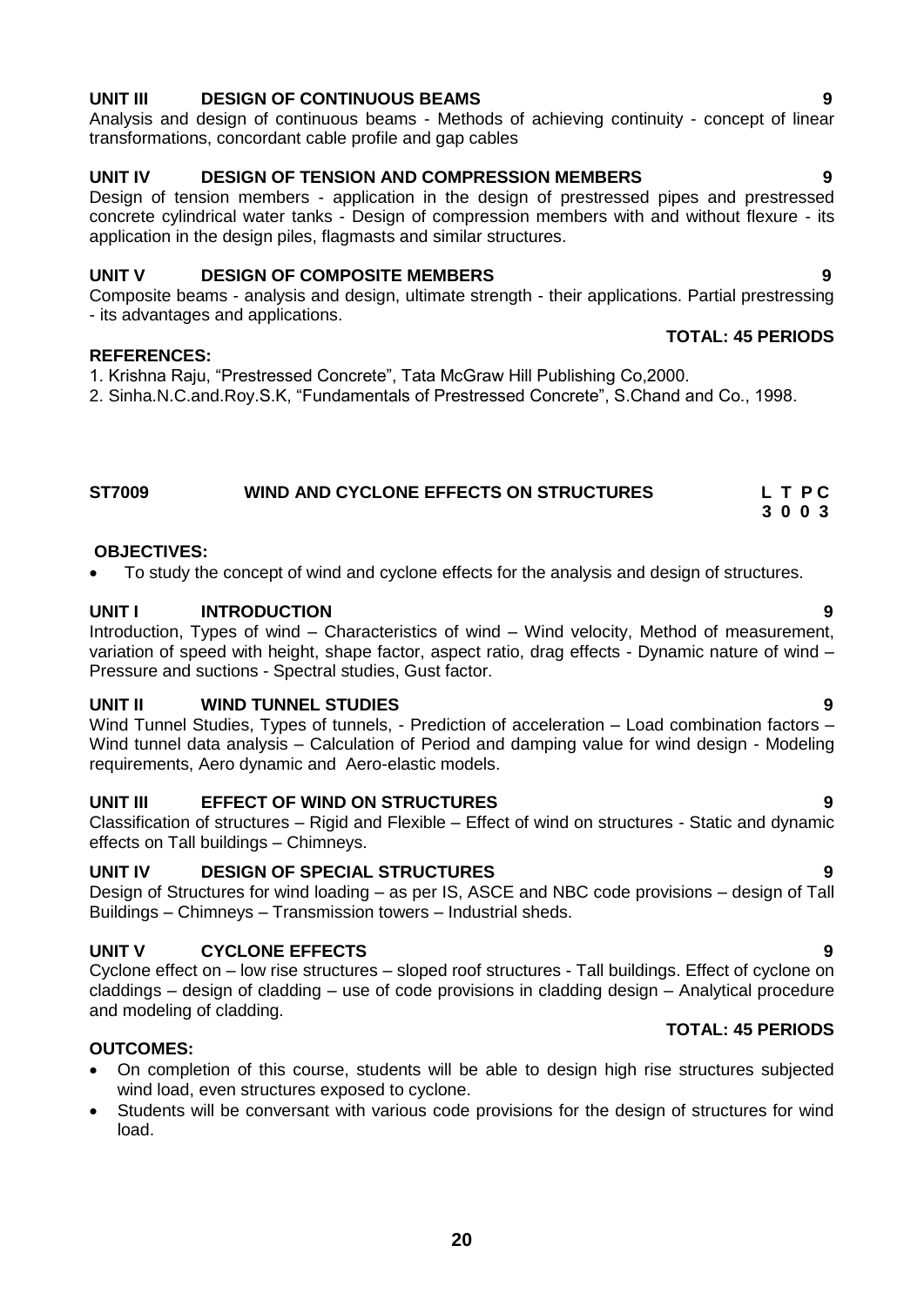**UNIT III DESIGN OF CONTINUOUS BEAMS** **9**

Analysis and design of continuous beams - Methods of achieving continuity - concept of linear transformations, concordant cable profile and gap cables

**UNIT IV DESIGN OF TENSION AND COMPRESSION MEMBERS** **9**

Design of tension members - application in the design of prestressed pipes and prestressed concrete cylindrical water tanks - Design of compression members with and without flexure - its application in the design piles, flagmasts and similar structures.

**UNIT V DESIGN OF COMPOSITE MEMBERS** **9**

Composite beams - analysis and design, ultimate strength - their applications. Partial prestressing - its advantages and applications.

**TOTAL: 45 PERIODS**

**REFERENCES:**

1. Krishna Raju, "Prestressed Concrete", Tata McGraw Hill Publishing Co,2000.
2. Sinha.N.C.and.Roy.S.K, "Fundamentals of Prestressed Concrete", S.Chand and Co., 1998.

## ST7009 WIND AND CYCLONE EFFECTS ON STRUCTURES

| L | T | P | C |
|---|---|---|---|
| 3 | 0 | 0 | 3 |

**OBJECTIVES:**

- To study the concept of wind and cyclone effects for the analysis and design of structures.

**UNIT I INTRODUCTION** **9**

Introduction, Types of wind – Characteristics of wind – Wind velocity, Method of measurement, variation of speed with height, shape factor, aspect ratio, drag effects - Dynamic nature of wind – Pressure and suctions - Spectral studies, Gust factor.

**UNIT II WIND TUNNEL STUDIES** **9**

Wind Tunnel Studies, Types of tunnels, - Prediction of acceleration – Load combination factors – Wind tunnel data analysis – Calculation of Period and damping value for wind design - Modeling requirements, Aero dynamic and Aero-elastic models.

**UNIT III EFFECT OF WIND ON STRUCTURES** **9**

Classification of structures – Rigid and Flexible – Effect of wind on structures - Static and dynamic effects on Tall buildings – Chimneys.

**UNIT IV DESIGN OF SPECIAL STRUCTURES** **9**

Design of Structures for wind loading – as per IS, ASCE and NBC code provisions – design of Tall Buildings – Chimneys – Transmission towers – Industrial sheds.

**UNIT V CYCLONE EFFECTS** **9**

Cyclone effect on – low rise structures – sloped roof structures - Tall buildings. Effect of cyclone on claddings – design of cladding – use of code provisions in cladding design – Analytical procedure and modeling of cladding.

**TOTAL: 45 PERIODS**

**OUTCOMES:**

- On completion of this course, students will be able to design high rise structures subjected wind load, even structures exposed to cyclone.
- Students will be conversant with various code provisions for the design of structures for wind load.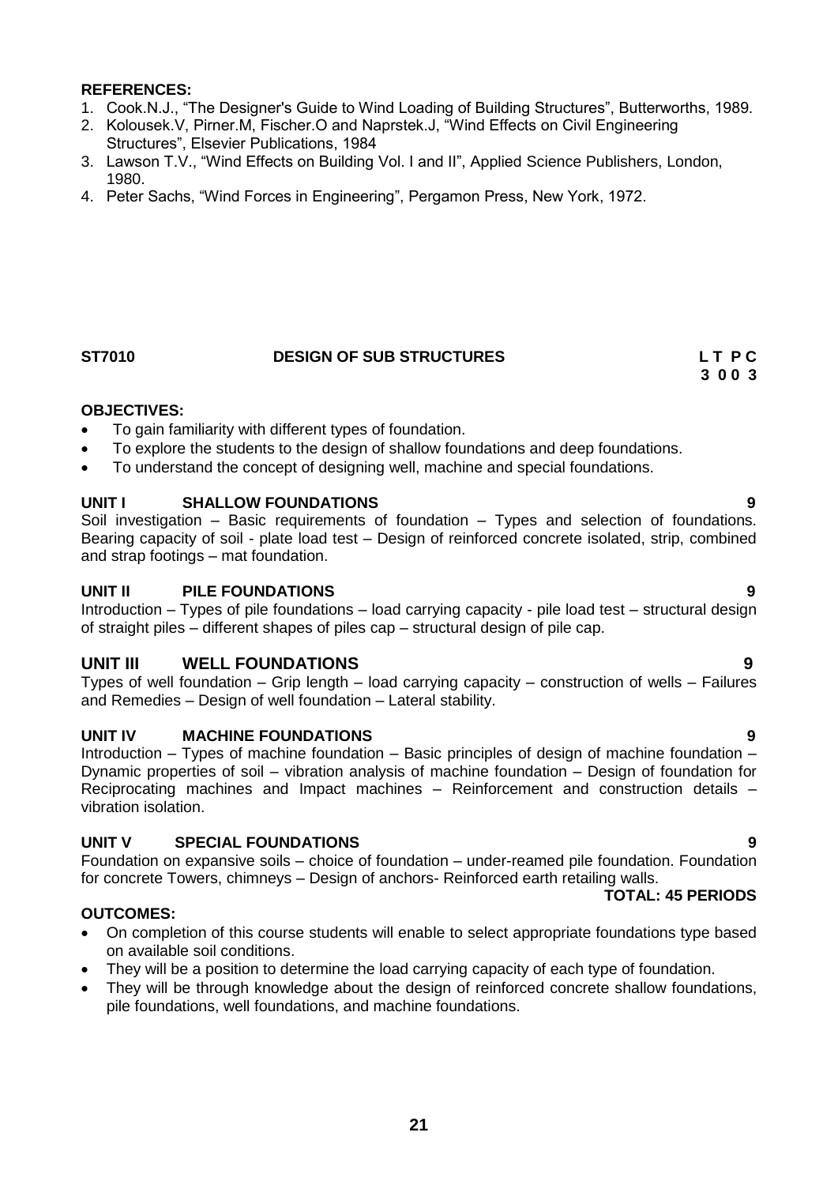**REFERENCES:**

1. Cook.N.J., "The Designer's Guide to Wind Loading of Building Structures", Butterworths, 1989.
2. Kolousek.V, Pirner.M, Fischer.O and Naprstek.J, "Wind Effects on Civil Engineering Structures", Elsevier Publications, 1984
3. Lawson T.V., "Wind Effects on Building Vol. I and II", Applied Science Publishers, London, 1980.
4. Peter Sachs, "Wind Forces in Engineering", Pergamon Press, New York, 1972.

## ST7010 DESIGN OF SUB STRUCTURES

**L T P C**
**3 0 0 3**

**OBJECTIVES:**

- To gain familiarity with different types of foundation.
- To explore the students to the design of shallow foundations and deep foundations.
- To understand the concept of designing well, machine and special foundations.

### UNIT I SHALLOW FOUNDATIONS 9

Soil investigation – Basic requirements of foundation – Types and selection of foundations. Bearing capacity of soil - plate load test – Design of reinforced concrete isolated, strip, combined and strap footings – mat foundation.

### UNIT II PILE FOUNDATIONS 9

Introduction – Types of pile foundations – load carrying capacity - pile load test – structural design of straight piles – different shapes of piles cap – structural design of pile cap.

### UNIT III WELL FOUNDATIONS 9

Types of well foundation – Grip length – load carrying capacity – construction of wells – Failures and Remedies – Design of well foundation – Lateral stability.

### UNIT IV MACHINE FOUNDATIONS 9

Introduction – Types of machine foundation – Basic principles of design of machine foundation – Dynamic properties of soil – vibration analysis of machine foundation – Design of foundation for Reciprocating machines and Impact machines – Reinforcement and construction details – vibration isolation.

### UNIT V SPECIAL FOUNDATIONS 9

Foundation on expansive soils – choice of foundation – under-reamed pile foundation. Foundation for concrete Towers, chimneys – Design of anchors- Reinforced earth retailing walls.

**TOTAL: 45 PERIODS**

**OUTCOMES:**

- On completion of this course students will enable to select appropriate foundations type based on available soil conditions.
- They will be a position to determine the load carrying capacity of each type of foundation.
- They will be through knowledge about the design of reinforced concrete shallow foundations, pile foundations, well foundations, and machine foundations.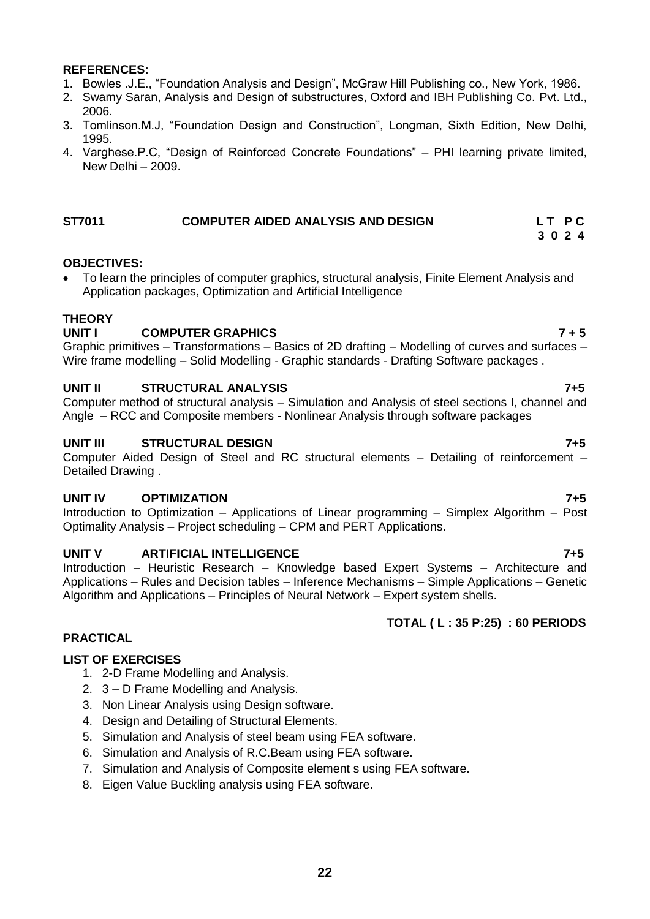**REFERENCES:**

1. Bowles .J.E., "Foundation Analysis and Design", McGraw Hill Publishing co., New York, 1986.
2. Swamy Saran, Analysis and Design of substructures, Oxford and IBH Publishing Co. Pvt. Ltd., 2006.
3. Tomlinson.M.J, "Foundation Design and Construction", Longman, Sixth Edition, New Delhi, 1995.
4. Varghese.P.C, "Design of Reinforced Concrete Foundations" – PHI learning private limited, New Delhi – 2009.

## ST7011 COMPUTER AIDED ANALYSIS AND DESIGN

**L T P C**
**3 0 2 4**

**OBJECTIVES:**

- To learn the principles of computer graphics, structural analysis, Finite Element Analysis and Application packages, Optimization and Artificial Intelligence

**THEORY**

**UNIT I COMPUTER GRAPHICS 7 + 5**

Graphic primitives – Transformations – Basics of 2D drafting – Modelling of curves and surfaces – Wire frame modelling – Solid Modelling - Graphic standards - Drafting Software packages .

**UNIT II STRUCTURAL ANALYSIS 7+5**

Computer method of structural analysis – Simulation and Analysis of steel sections I, channel and Angle – RCC and Composite members - Nonlinear Analysis through software packages

**UNIT III STRUCTURAL DESIGN 7+5**

Computer Aided Design of Steel and RC structural elements – Detailing of reinforcement – Detailed Drawing .

**UNIT IV OPTIMIZATION 7+5**

Introduction to Optimization – Applications of Linear programming – Simplex Algorithm – Post Optimality Analysis – Project scheduling – CPM and PERT Applications.

**UNIT V ARTIFICIAL INTELLIGENCE 7+5**

Introduction – Heuristic Research – Knowledge based Expert Systems – Architecture and Applications – Rules and Decision tables – Inference Mechanisms – Simple Applications – Genetic Algorithm and Applications – Principles of Neural Network – Expert system shells.

**TOTAL ( L : 35 P:25) : 60 PERIODS**

**PRACTICAL**

**LIST OF EXERCISES**

1. 2-D Frame Modelling and Analysis.
2. 3 – D Frame Modelling and Analysis.
3. Non Linear Analysis using Design software.
4. Design and Detailing of Structural Elements.
5. Simulation and Analysis of steel beam using FEA software.
6. Simulation and Analysis of R.C.Beam using FEA software.
7. Simulation and Analysis of Composite element s using FEA software.
8. Eigen Value Buckling analysis using FEA software.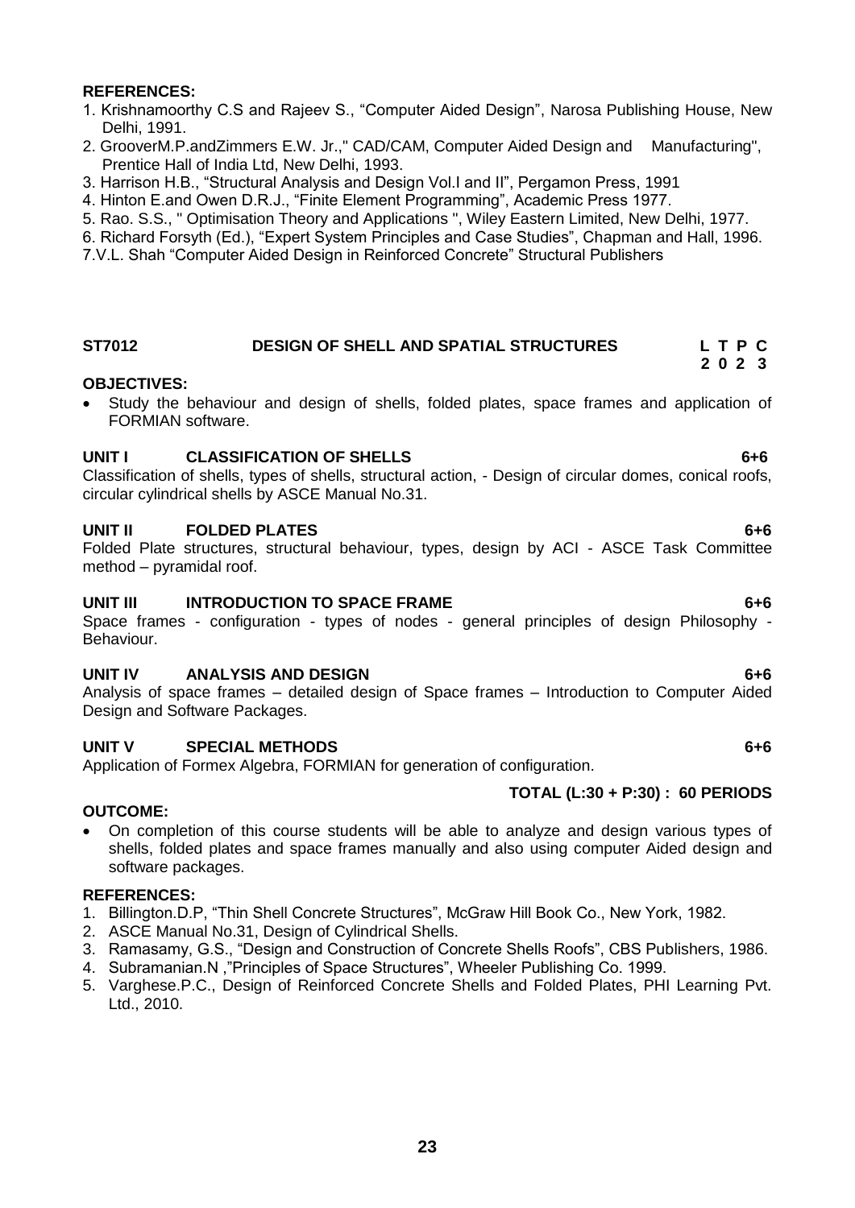**REFERENCES:**

1. Krishnamoorthy C.S and Rajeev S., "Computer Aided Design", Narosa Publishing House, New Delhi, 1991.
2. GrooverM.P.andZimmers E.W. Jr.," CAD/CAM, Computer Aided Design and Manufacturing", Prentice Hall of India Ltd, New Delhi, 1993.
3. Harrison H.B., "Structural Analysis and Design Vol.I and II", Pergamon Press, 1991
4. Hinton E.and Owen D.R.J., "Finite Element Programming", Academic Press 1977.
5. Rao. S.S., " Optimisation Theory and Applications ", Wiley Eastern Limited, New Delhi, 1977.
6. Richard Forsyth (Ed.), "Expert System Principles and Case Studies", Chapman and Hall, 1996.
7. V.L. Shah "Computer Aided Design in Reinforced Concrete" Structural Publishers

## ST7012 DESIGN OF SHELL AND SPATIAL STRUCTURES

| L | T | P | C |
|---|---|---|---|
| 2 | 0 | 2 | 3 |

**OBJECTIVES:**

- Study the behaviour and design of shells, folded plates, space frames and application of FORMIAN software.

**UNIT I CLASSIFICATION OF SHELLS 6+6**

Classification of shells, types of shells, structural action, - Design of circular domes, conical roofs, circular cylindrical shells by ASCE Manual No.31.

**UNIT II FOLDED PLATES 6+6**

Folded Plate structures, structural behaviour, types, design by ACI - ASCE Task Committee method – pyramidal roof.

**UNIT III INTRODUCTION TO SPACE FRAME 6+6**

Space frames - configuration - types of nodes - general principles of design Philosophy - Behaviour.

**UNIT IV ANALYSIS AND DESIGN 6+6**

Analysis of space frames – detailed design of Space frames – Introduction to Computer Aided Design and Software Packages.

**UNIT V SPECIAL METHODS 6+6**

Application of Formex Algebra, FORMIAN for generation of configuration.

**TOTAL (L:30 + P:30) : 60 PERIODS**

**OUTCOME:**

- On completion of this course students will be able to analyze and design various types of shells, folded plates and space frames manually and also using computer Aided design and software packages.

**REFERENCES:**

1. Billington.D.P, "Thin Shell Concrete Structures", McGraw Hill Book Co., New York, 1982.
2. ASCE Manual No.31, Design of Cylindrical Shells.
3. Ramasamy, G.S., "Design and Construction of Concrete Shells Roofs", CBS Publishers, 1986.
4. Subramanian.N ,"Principles of Space Structures", Wheeler Publishing Co. 1999.
5. Varghese.P.C., Design of Reinforced Concrete Shells and Folded Plates, PHI Learning Pvt. Ltd., 2010.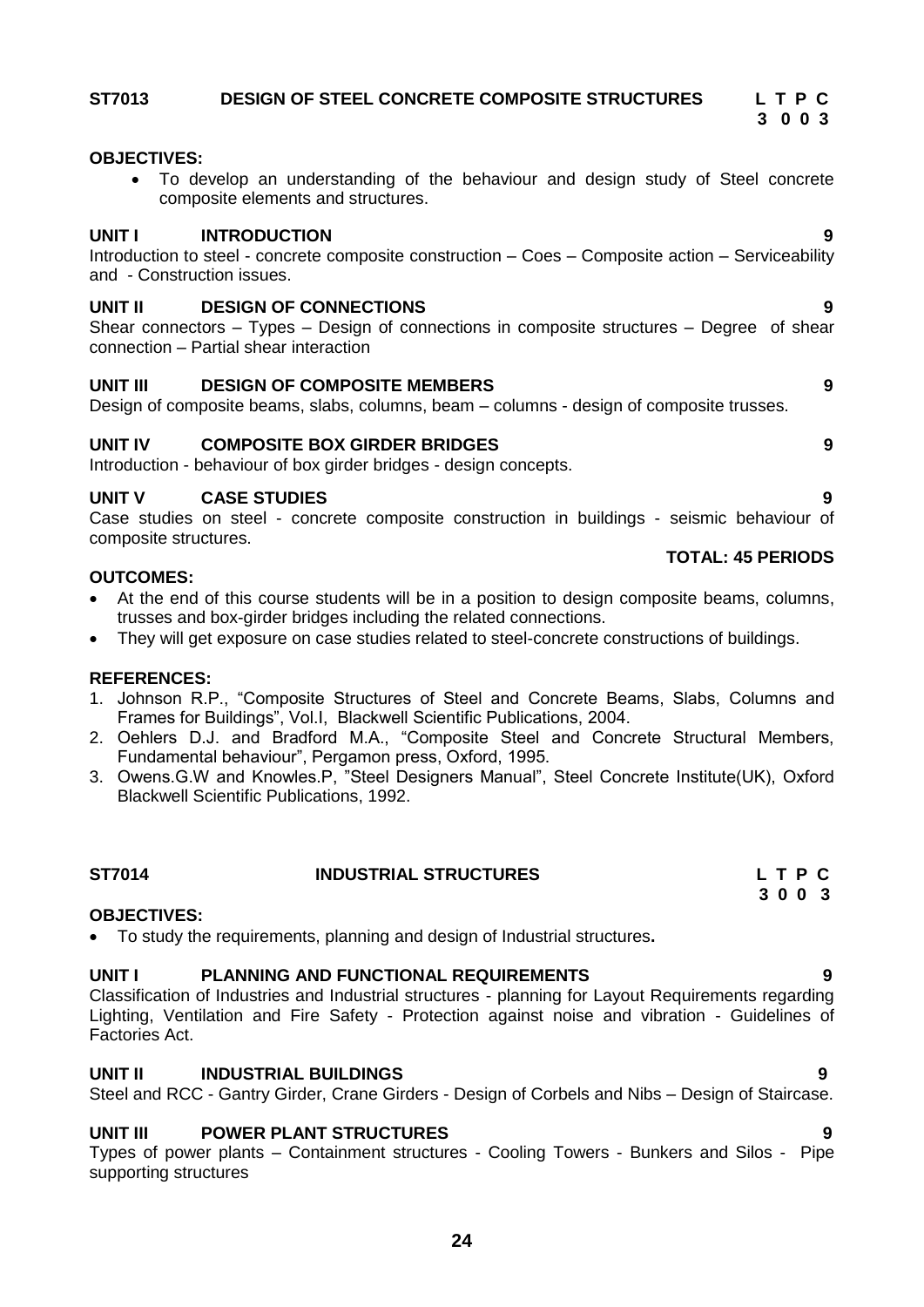## ST7013 DESIGN OF STEEL CONCRETE COMPOSITE STRUCTURES

**L T P C**
**3 0 0 3**

**OBJECTIVES:**

- To develop an understanding of the behaviour and design study of Steel concrete composite elements and structures.

**UNIT I INTRODUCTION 9**

Introduction to steel - concrete composite construction – Coes – Composite action – Serviceability and - Construction issues.

**UNIT II DESIGN OF CONNECTIONS 9**

Shear connectors – Types – Design of connections in composite structures – Degree of shear connection – Partial shear interaction

**UNIT III DESIGN OF COMPOSITE MEMBERS 9**

Design of composite beams, slabs, columns, beam – columns - design of composite trusses.

**UNIT IV COMPOSITE BOX GIRDER BRIDGES 9**

Introduction - behaviour of box girder bridges - design concepts.

**UNIT V CASE STUDIES 9**

Case studies on steel - concrete composite construction in buildings - seismic behaviour of composite structures.

**TOTAL: 45 PERIODS**

**OUTCOMES:**

- At the end of this course students will be in a position to design composite beams, columns, trusses and box-girder bridges including the related connections.
- They will get exposure on case studies related to steel-concrete constructions of buildings.

**REFERENCES:**

1. Johnson R.P., "Composite Structures of Steel and Concrete Beams, Slabs, Columns and Frames for Buildings", Vol.I, Blackwell Scientific Publications, 2004.
2. Oehlers D.J. and Bradford M.A., "Composite Steel and Concrete Structural Members, Fundamental behaviour", Pergamon press, Oxford, 1995.
3. Owens.G.W and Knowles.P, "Steel Designers Manual", Steel Concrete Institute(UK), Oxford Blackwell Scientific Publications, 1992.

## ST7014 INDUSTRIAL STRUCTURES

**L T P C**
**3 0 0 3**

**OBJECTIVES:**

- To study the requirements, planning and design of Industrial structures**.**

**UNIT I PLANNING AND FUNCTIONAL REQUIREMENTS 9**

Classification of Industries and Industrial structures - planning for Layout Requirements regarding Lighting, Ventilation and Fire Safety - Protection against noise and vibration - Guidelines of Factories Act.

**UNIT II INDUSTRIAL BUILDINGS 9**

Steel and RCC - Gantry Girder, Crane Girders - Design of Corbels and Nibs – Design of Staircase.

**UNIT III POWER PLANT STRUCTURES 9**

Types of power plants – Containment structures - Cooling Towers - Bunkers and Silos - Pipe supporting structures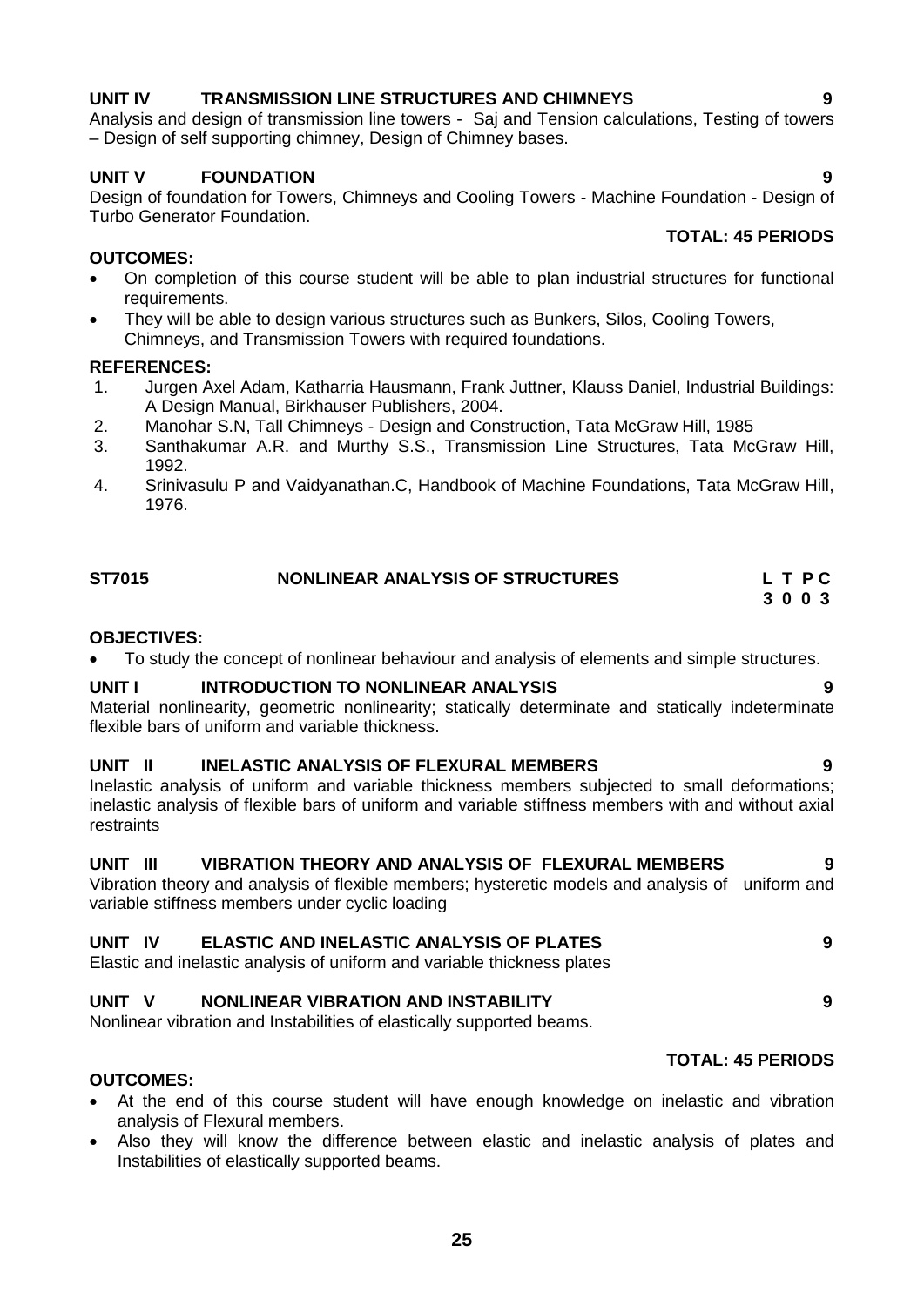**UNIT IV TRANSMISSION LINE STRUCTURES AND CHIMNEYS 9**

Analysis and design of transmission line towers - Saj and Tension calculations, Testing of towers – Design of self supporting chimney, Design of Chimney bases.

**UNIT V FOUNDATION 9**

Design of foundation for Towers, Chimneys and Cooling Towers - Machine Foundation - Design of Turbo Generator Foundation.

**TOTAL: 45 PERIODS**

**OUTCOMES:**

- On completion of this course student will be able to plan industrial structures for functional requirements.
- They will be able to design various structures such as Bunkers, Silos, Cooling Towers, Chimneys, and Transmission Towers with required foundations.

**REFERENCES:**

1. Jurgen Axel Adam, Katharria Hausmann, Frank Juttner, Klauss Daniel, Industrial Buildings: A Design Manual, Birkhauser Publishers, 2004.
2. Manohar S.N, Tall Chimneys - Design and Construction, Tata McGraw Hill, 1985
3. Santhakumar A.R. and Murthy S.S., Transmission Line Structures, Tata McGraw Hill, 1992.
4. Srinivasulu P and Vaidyanathan.C, Handbook of Machine Foundations, Tata McGraw Hill, 1976.

## ST7015 NONLINEAR ANALYSIS OF STRUCTURES

**L T P C**
**3 0 0 3**

**OBJECTIVES:**

- To study the concept of nonlinear behaviour and analysis of elements and simple structures.

**UNIT I INTRODUCTION TO NONLINEAR ANALYSIS 9**

Material nonlinearity, geometric nonlinearity; statically determinate and statically indeterminate flexible bars of uniform and variable thickness.

**UNIT II INELASTIC ANALYSIS OF FLEXURAL MEMBERS 9**

Inelastic analysis of uniform and variable thickness members subjected to small deformations; inelastic analysis of flexible bars of uniform and variable stiffness members with and without axial restraints

**UNIT III VIBRATION THEORY AND ANALYSIS OF FLEXURAL MEMBERS 9**

Vibration theory and analysis of flexible members; hysteretic models and analysis of uniform and variable stiffness members under cyclic loading

**UNIT IV ELASTIC AND INELASTIC ANALYSIS OF PLATES 9**

Elastic and inelastic analysis of uniform and variable thickness plates

**UNIT V NONLINEAR VIBRATION AND INSTABILITY 9**

Nonlinear vibration and Instabilities of elastically supported beams.

**TOTAL: 45 PERIODS**

**OUTCOMES:**

- At the end of this course student will have enough knowledge on inelastic and vibration analysis of Flexural members.
- Also they will know the difference between elastic and inelastic analysis of plates and Instabilities of elastically supported beams.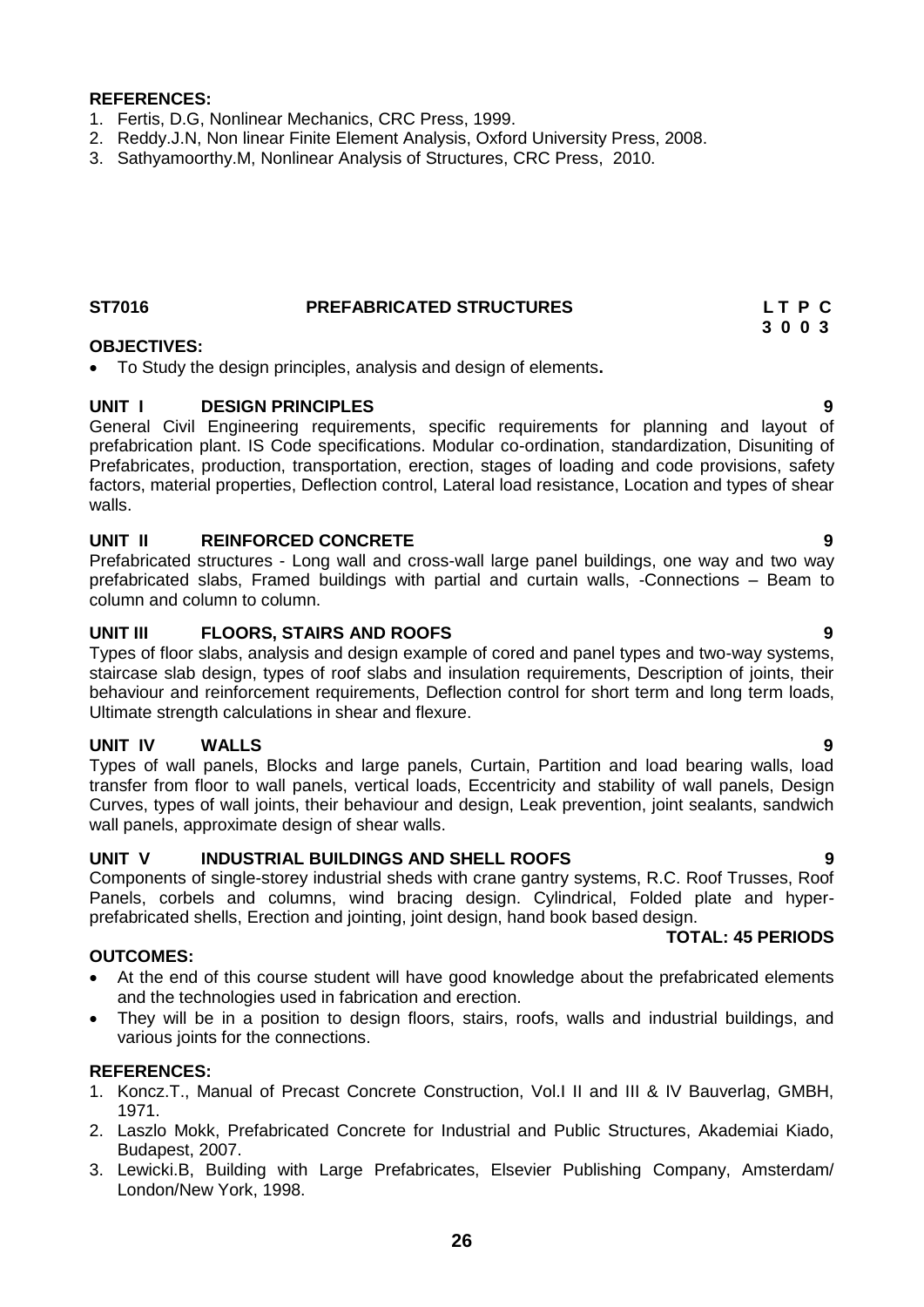**REFERENCES:**

1. Fertis, D.G, Nonlinear Mechanics, CRC Press, 1999.
2. Reddy.J.N, Non linear Finite Element Analysis, Oxford University Press, 2008.
3. Sathyamoorthy.M, Nonlinear Analysis of Structures, CRC Press, 2010.

## ST7016 PREFABRICATED STRUCTURES

| L | T | P | C |
|---|---|---|---|
| 3 | 0 | 0 | 3 |

**OBJECTIVES:**

- To Study the design principles, analysis and design of elements**.**

### UNIT I DESIGN PRINCIPLES — 9

General Civil Engineering requirements, specific requirements for planning and layout of prefabrication plant. IS Code specifications. Modular co-ordination, standardization, Disuniting of Prefabricates, production, transportation, erection, stages of loading and code provisions, safety factors, material properties, Deflection control, Lateral load resistance, Location and types of shear walls.

### UNIT II REINFORCED CONCRETE — 9

Prefabricated structures - Long wall and cross-wall large panel buildings, one way and two way prefabricated slabs, Framed buildings with partial and curtain walls, -Connections – Beam to column and column to column.

### UNIT III FLOORS, STAIRS AND ROOFS — 9

Types of floor slabs, analysis and design example of cored and panel types and two-way systems, staircase slab design, types of roof slabs and insulation requirements, Description of joints, their behaviour and reinforcement requirements, Deflection control for short term and long term loads, Ultimate strength calculations in shear and flexure.

### UNIT IV WALLS — 9

Types of wall panels, Blocks and large panels, Curtain, Partition and load bearing walls, load transfer from floor to wall panels, vertical loads, Eccentricity and stability of wall panels, Design Curves, types of wall joints, their behaviour and design, Leak prevention, joint sealants, sandwich wall panels, approximate design of shear walls.

### UNIT V INDUSTRIAL BUILDINGS AND SHELL ROOFS — 9

Components of single-storey industrial sheds with crane gantry systems, R.C. Roof Trusses, Roof Panels, corbels and columns, wind bracing design. Cylindrical, Folded plate and hyper-prefabricated shells, Erection and jointing, joint design, hand book based design.

**TOTAL: 45 PERIODS**

**OUTCOMES:**

- At the end of this course student will have good knowledge about the prefabricated elements and the technologies used in fabrication and erection.
- They will be in a position to design floors, stairs, roofs, walls and industrial buildings, and various joints for the connections.

**REFERENCES:**

1. Koncz.T., Manual of Precast Concrete Construction, Vol.I II and III & IV Bauverlag, GMBH, 1971.
2. Laszlo Mokk, Prefabricated Concrete for Industrial and Public Structures, Akademiai Kiado, Budapest, 2007.
3. Lewicki.B, Building with Large Prefabricates, Elsevier Publishing Company, Amsterdam/ London/New York, 1998.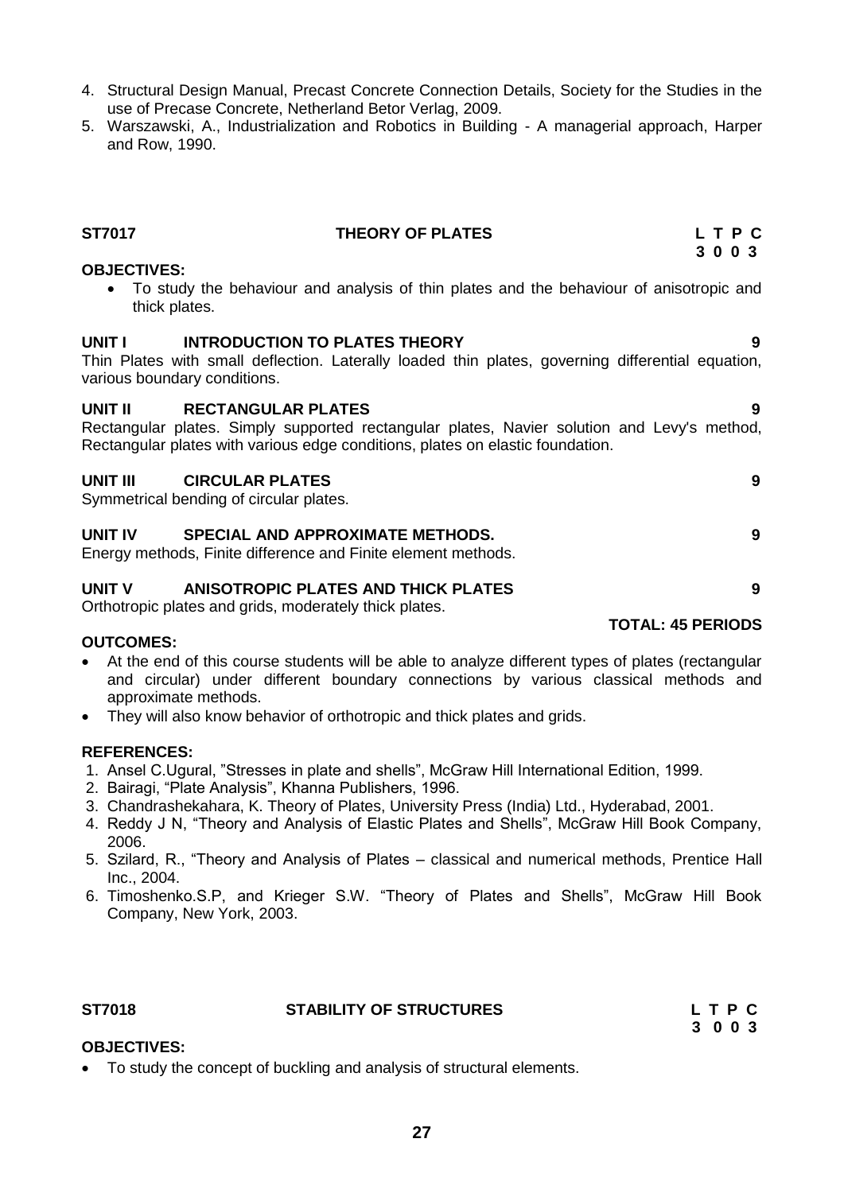4. Structural Design Manual, Precast Concrete Connection Details, Society for the Studies in the use of Precase Concrete, Netherland Betor Verlag, 2009.
5. Warszawski, A., Industrialization and Robotics in Building - A managerial approach, Harper and Row, 1990.

## ST7017 THEORY OF PLATES

**L T P C**
**3 0 0 3**

**OBJECTIVES:**

- To study the behaviour and analysis of thin plates and the behaviour of anisotropic and thick plates.

**UNIT I INTRODUCTION TO PLATES THEORY** **9**

Thin Plates with small deflection. Laterally loaded thin plates, governing differential equation, various boundary conditions.

**UNIT II RECTANGULAR PLATES** **9**

Rectangular plates. Simply supported rectangular plates, Navier solution and Levy's method, Rectangular plates with various edge conditions, plates on elastic foundation.

**UNIT III CIRCULAR PLATES** **9**

Symmetrical bending of circular plates.

**UNIT IV SPECIAL AND APPROXIMATE METHODS.** **9**

Energy methods, Finite difference and Finite element methods.

**UNIT V ANISOTROPIC PLATES AND THICK PLATES** **9**

Orthotropic plates and grids, moderately thick plates.

**TOTAL: 45 PERIODS**

**OUTCOMES:**

- At the end of this course students will be able to analyze different types of plates (rectangular and circular) under different boundary connections by various classical methods and approximate methods.
- They will also know behavior of orthotropic and thick plates and grids.

**REFERENCES:**

1. Ansel C.Ugural, "Stresses in plate and shells", McGraw Hill International Edition, 1999.
2. Bairagi, "Plate Analysis", Khanna Publishers, 1996.
3. Chandrashekahara, K. Theory of Plates, University Press (India) Ltd., Hyderabad, 2001.
4. Reddy J N, "Theory and Analysis of Elastic Plates and Shells", McGraw Hill Book Company, 2006.
5. Szilard, R., "Theory and Analysis of Plates – classical and numerical methods, Prentice Hall Inc., 2004.
6. Timoshenko.S.P, and Krieger S.W. "Theory of Plates and Shells", McGraw Hill Book Company, New York, 2003.

## ST7018 STABILITY OF STRUCTURES

**L T P C**
**3 0 0 3**

**OBJECTIVES:**

- To study the concept of buckling and analysis of structural elements.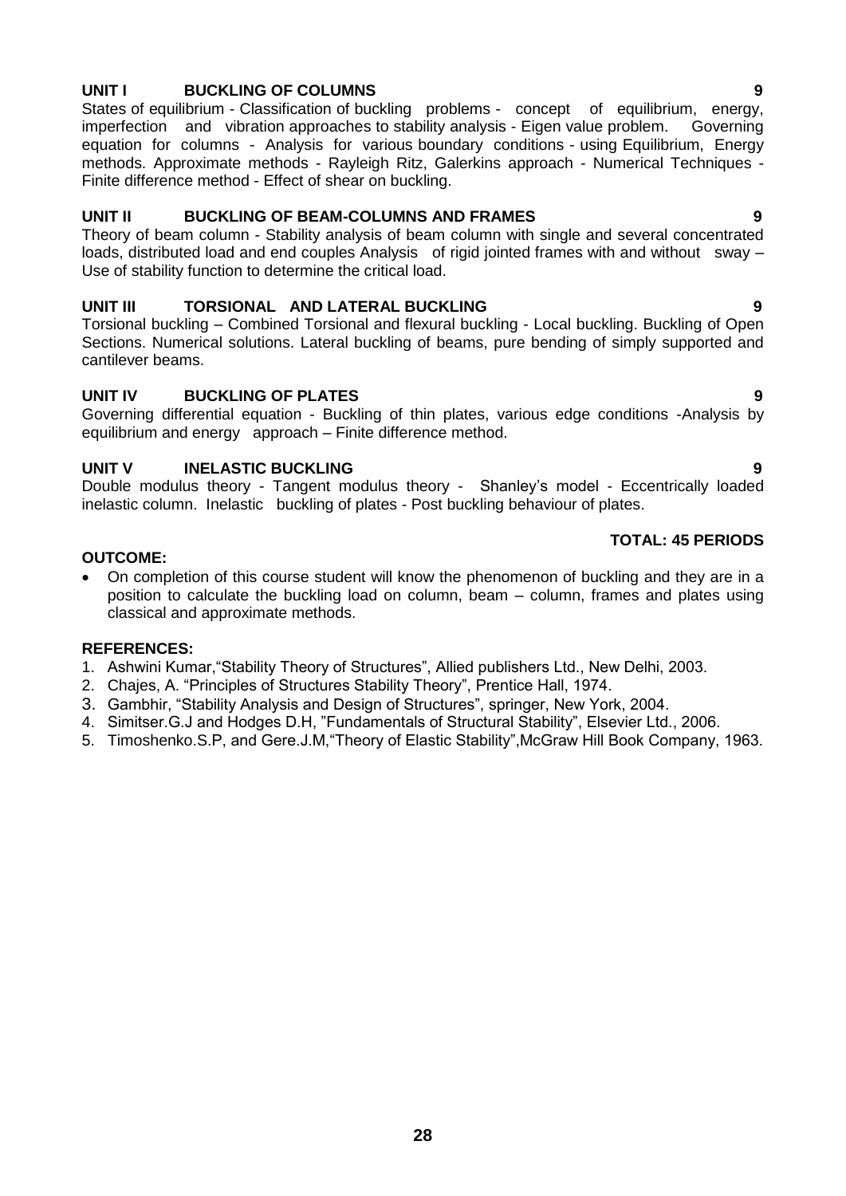**UNIT I BUCKLING OF COLUMNS 9**

States of equilibrium - Classification of buckling problems - concept of equilibrium, energy, imperfection and vibration approaches to stability analysis - Eigen value problem. Governing equation for columns - Analysis for various boundary conditions - using Equilibrium, Energy methods. Approximate methods - Rayleigh Ritz, Galerkins approach - Numerical Techniques - Finite difference method - Effect of shear on buckling.

**UNIT II BUCKLING OF BEAM-COLUMNS AND FRAMES 9**

Theory of beam column - Stability analysis of beam column with single and several concentrated loads, distributed load and end couples Analysis of rigid jointed frames with and without sway – Use of stability function to determine the critical load.

**UNIT III TORSIONAL AND LATERAL BUCKLING 9**

Torsional buckling – Combined Torsional and flexural buckling - Local buckling. Buckling of Open Sections. Numerical solutions. Lateral buckling of beams, pure bending of simply supported and cantilever beams.

**UNIT IV BUCKLING OF PLATES 9**

Governing differential equation - Buckling of thin plates, various edge conditions -Analysis by equilibrium and energy approach – Finite difference method.

**UNIT V INELASTIC BUCKLING 9**

Double modulus theory - Tangent modulus theory - Shanley's model - Eccentrically loaded inelastic column. Inelastic buckling of plates - Post buckling behaviour of plates.

**TOTAL: 45 PERIODS**

**OUTCOME:**

- On completion of this course student will know the phenomenon of buckling and they are in a position to calculate the buckling load on column, beam – column, frames and plates using classical and approximate methods.

**REFERENCES:**

1. Ashwini Kumar,"Stability Theory of Structures", Allied publishers Ltd., New Delhi, 2003.
2. Chajes, A. "Principles of Structures Stability Theory", Prentice Hall, 1974.
3. Gambhir, "Stability Analysis and Design of Structures", springer, New York, 2004.
4. Simitser.G.J and Hodges D.H, "Fundamentals of Structural Stability", Elsevier Ltd., 2006.
5. Timoshenko.S.P, and Gere.J.M,"Theory of Elastic Stability",McGraw Hill Book Company, 1963.